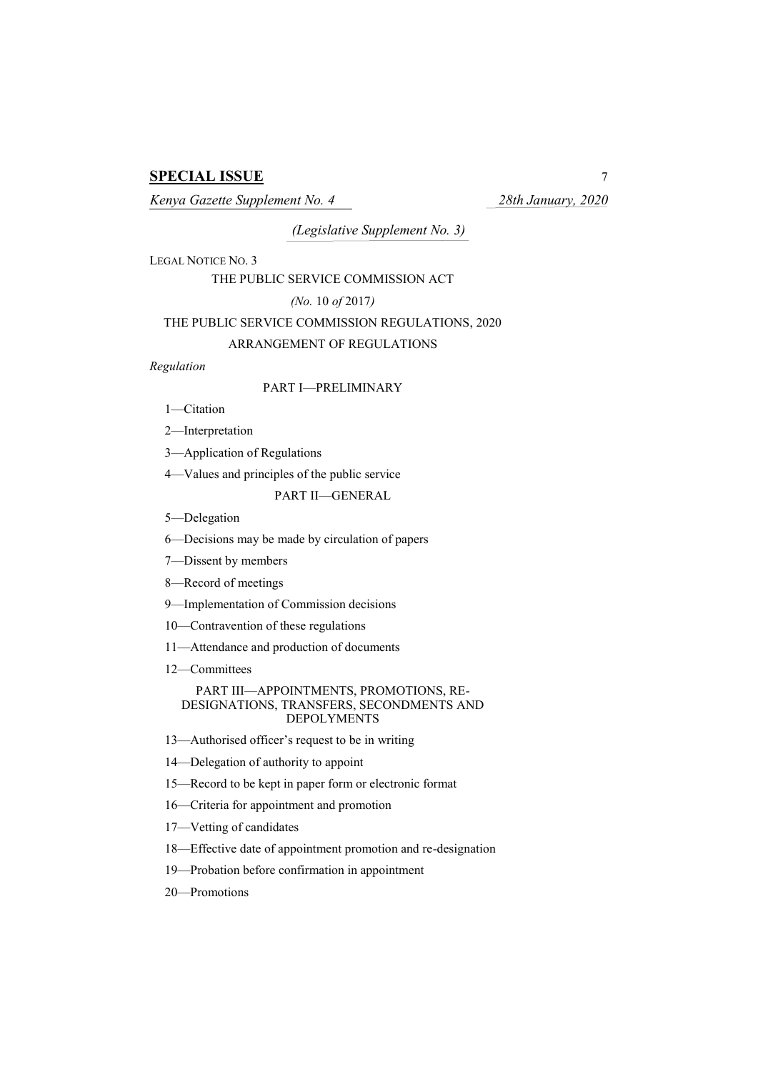**SPECIAL ISSUE**

*Kenya Gazette Supplement No. 4* *28th January, 2020*

*(Legislative Supplement No. 3)*

LEGAL NOTICE NO. 3

THE PUBLIC SERVICE COMMISSION ACT

*(No.* 10 *of* 2017*)*

THE PUBLIC SERVICE COMMISSION REGULATIONS, 2020

ARRANGEMENT OF REGULATIONS

*Regulation*

PART I—PRELIMINARY

1—Citation

2—Interpretation

3—Application of Regulations

4—Values and principles of the public service

PART II—GENERAL

5—Delegation

6—Decisions may be made by circulation of papers

7—Dissent by members

8—Record of meetings

9—Implementation of Commission decisions

10—Contravention of these regulations

11—Attendance and production of documents

12—Committees

PART III—APPOINTMENTS, PROMOTIONS, RE-DESIGNATIONS, TRANSFERS, SECONDMENTS AND DEPOLYMENTS

13—Authorised officer's request to be in writing

14—Delegation of authority to appoint

15—Record to be kept in paper form or electronic format

16—Criteria for appointment and promotion

17—Vetting of candidates

18—Effective date of appointment promotion and re-designation

19—Probation before confirmation in appointment

20—Promotions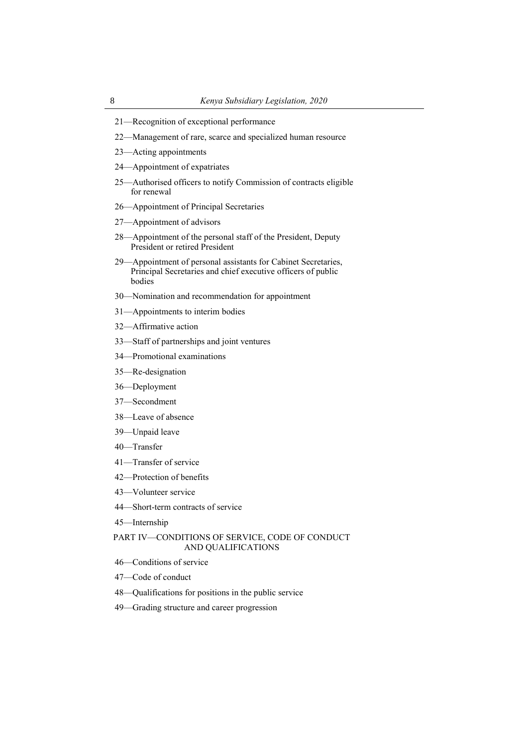21—Recognition of exceptional performance

22—Management of rare, scarce and specialized human resource

23—Acting appointments

24—Appointment of expatriates

25—Authorised officers to notify Commission of contracts eligible for renewal

26—Appointment of Principal Secretaries

27—Appointment of advisors

28—Appointment of the personal staff of the President, Deputy President or retired President

29—Appointment of personal assistants for Cabinet Secretaries, Principal Secretaries and chief executive officers of public bodies

30—Nomination and recommendation for appointment

31—Appointments to interim bodies

32—Affirmative action

33—Staff of partnerships and joint ventures

34—Promotional examinations

35—Re-designation

36—Deployment

37—Secondment

38—Leave of absence

39—Unpaid leave

40—Transfer

41—Transfer of service

42—Protection of benefits

43—Volunteer service

44—Short-term contracts of service

45—Internship

PART IV—CONDITIONS OF SERVICE, CODE OF CONDUCT AND QUALIFICATIONS

46—Conditions of service

47—Code of conduct

48—Qualifications for positions in the public service

49—Grading structure and career progression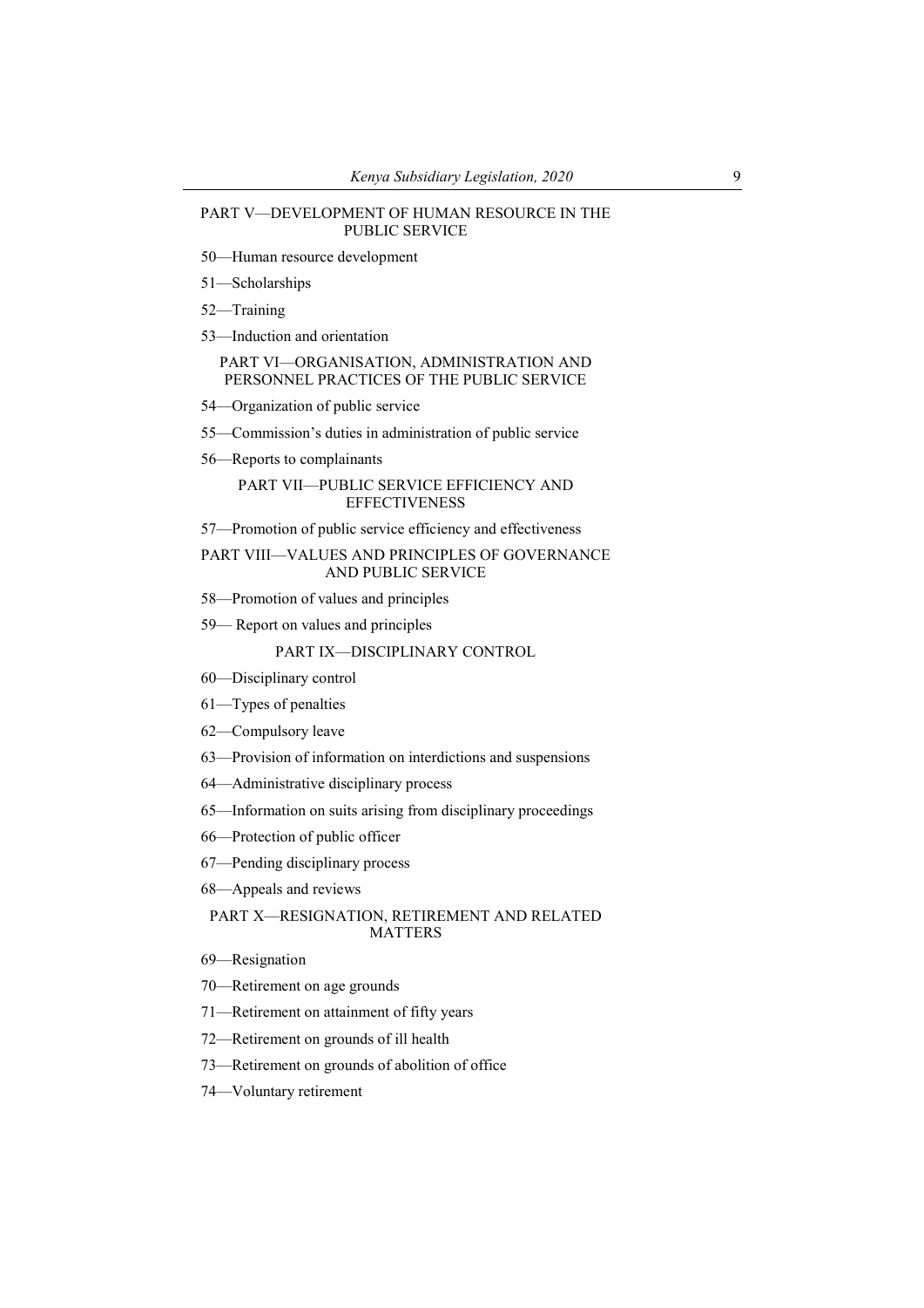PART V—DEVELOPMENT OF HUMAN RESOURCE IN THE PUBLIC SERVICE

50—Human resource development

51—Scholarships

52—Training

53—Induction and orientation

PART VI—ORGANISATION, ADMINISTRATION AND PERSONNEL PRACTICES OF THE PUBLIC SERVICE

54—Organization of public service

55—Commission's duties in administration of public service

56—Reports to complainants

PART VII—PUBLIC SERVICE EFFICIENCY AND EFFECTIVENESS

57—Promotion of public service efficiency and effectiveness

PART VIII—VALUES AND PRINCIPLES OF GOVERNANCE AND PUBLIC SERVICE

58—Promotion of values and principles

59— Report on values and principles

PART IX—DISCIPLINARY CONTROL

60—Disciplinary control

61—Types of penalties

62—Compulsory leave

63—Provision of information on interdictions and suspensions

64—Administrative disciplinary process

65—Information on suits arising from disciplinary proceedings

66—Protection of public officer

67—Pending disciplinary process

68—Appeals and reviews

PART X—RESIGNATION, RETIREMENT AND RELATED MATTERS

69—Resignation

70—Retirement on age grounds

71—Retirement on attainment of fifty years

72—Retirement on grounds of ill health

73—Retirement on grounds of abolition of office

74—Voluntary retirement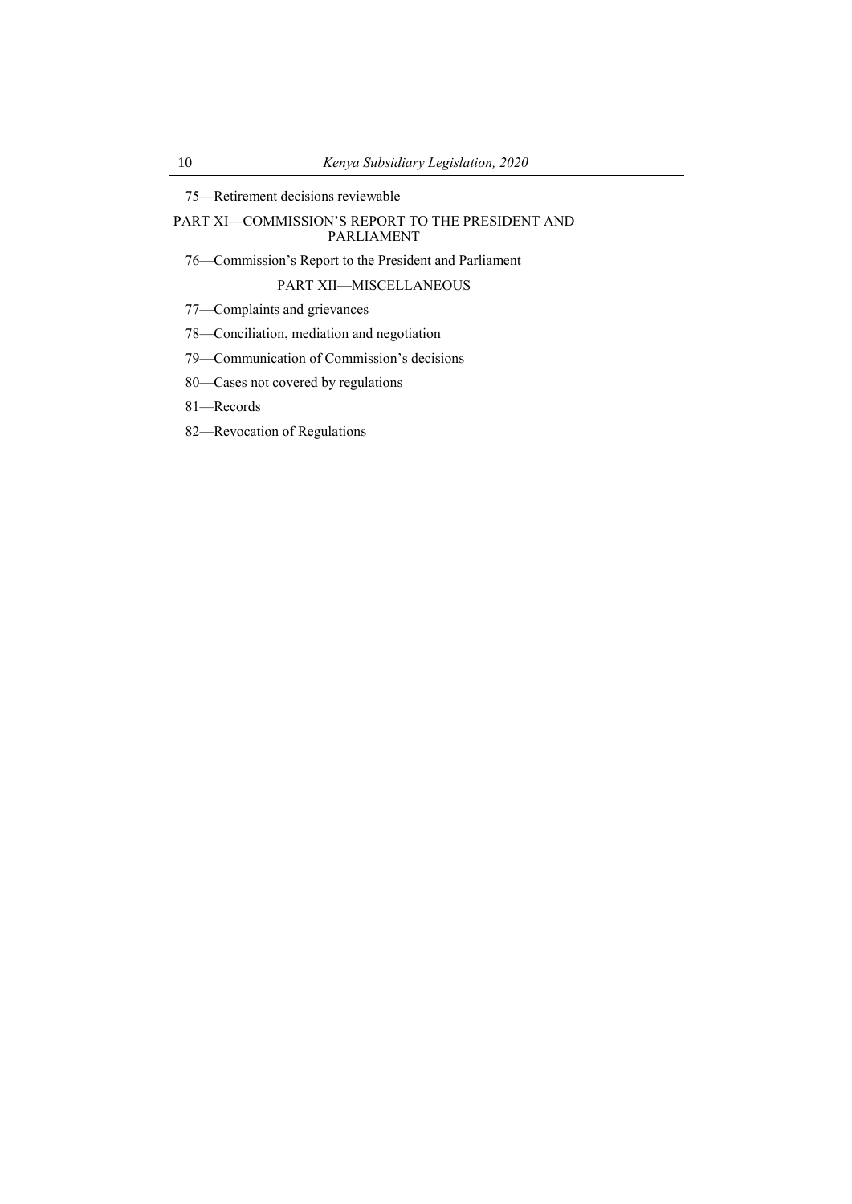75—Retirement decisions reviewable

PART XI—COMMISSION'S REPORT TO THE PRESIDENT AND PARLIAMENT

76—Commission's Report to the President and Parliament

PART XII—MISCELLANEOUS

77—Complaints and grievances

78—Conciliation, mediation and negotiation

79—Communication of Commission's decisions

80—Cases not covered by regulations

81—Records

82—Revocation of Regulations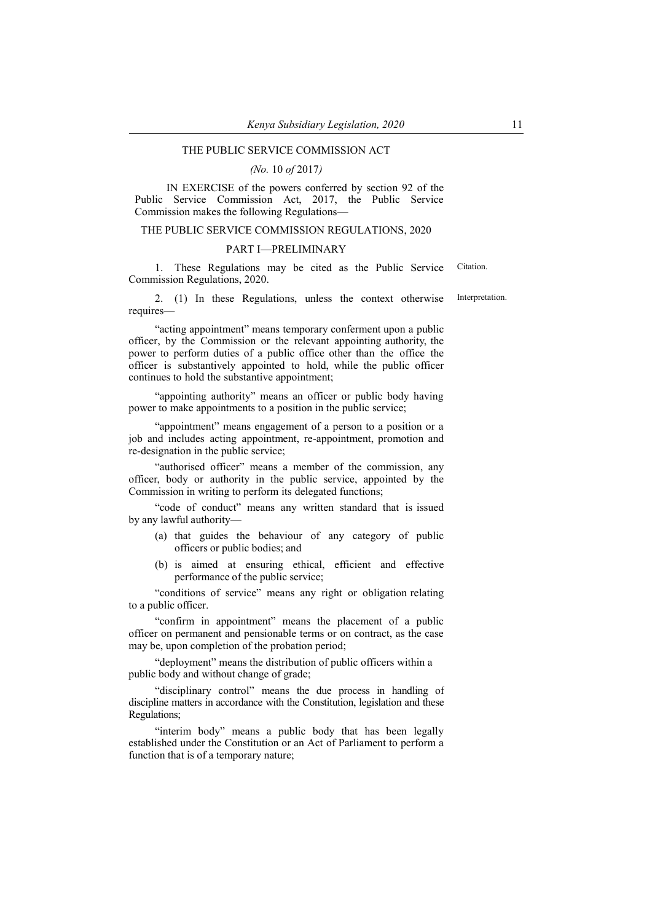THE PUBLIC SERVICE COMMISSION ACT

*(No. 10 of 2017)*

IN EXERCISE of the powers conferred by section 92 of the Public Service Commission Act, 2017, the Public Service Commission makes the following Regulations—

## THE PUBLIC SERVICE COMMISSION REGULATIONS, 2020

### PART I—PRELIMINARY

Citation.

1. These Regulations may be cited as the Public Service Commission Regulations, 2020.

Interpretation.

2. (1) In these Regulations, unless the context otherwise requires—

"acting appointment" means temporary conferment upon a public officer, by the Commission or the relevant appointing authority, the power to perform duties of a public office other than the office the officer is substantively appointed to hold, while the public officer continues to hold the substantive appointment;

"appointing authority" means an officer or public body having power to make appointments to a position in the public service;

"appointment" means engagement of a person to a position or a job and includes acting appointment, re-appointment, promotion and re-designation in the public service;

"authorised officer" means a member of the commission, any officer, body or authority in the public service, appointed by the Commission in writing to perform its delegated functions;

"code of conduct" means any written standard that is issued by any lawful authority—

(a) that guides the behaviour of any category of public officers or public bodies; and

(b) is aimed at ensuring ethical, efficient and effective performance of the public service;

"conditions of service" means any right or obligation relating to a public officer.

"confirm in appointment" means the placement of a public officer on permanent and pensionable terms or on contract, as the case may be, upon completion of the probation period;

"deployment" means the distribution of public officers within a public body and without change of grade;

"disciplinary control" means the due process in handling of discipline matters in accordance with the Constitution, legislation and these Regulations;

"interim body" means a public body that has been legally established under the Constitution or an Act of Parliament to perform a function that is of a temporary nature;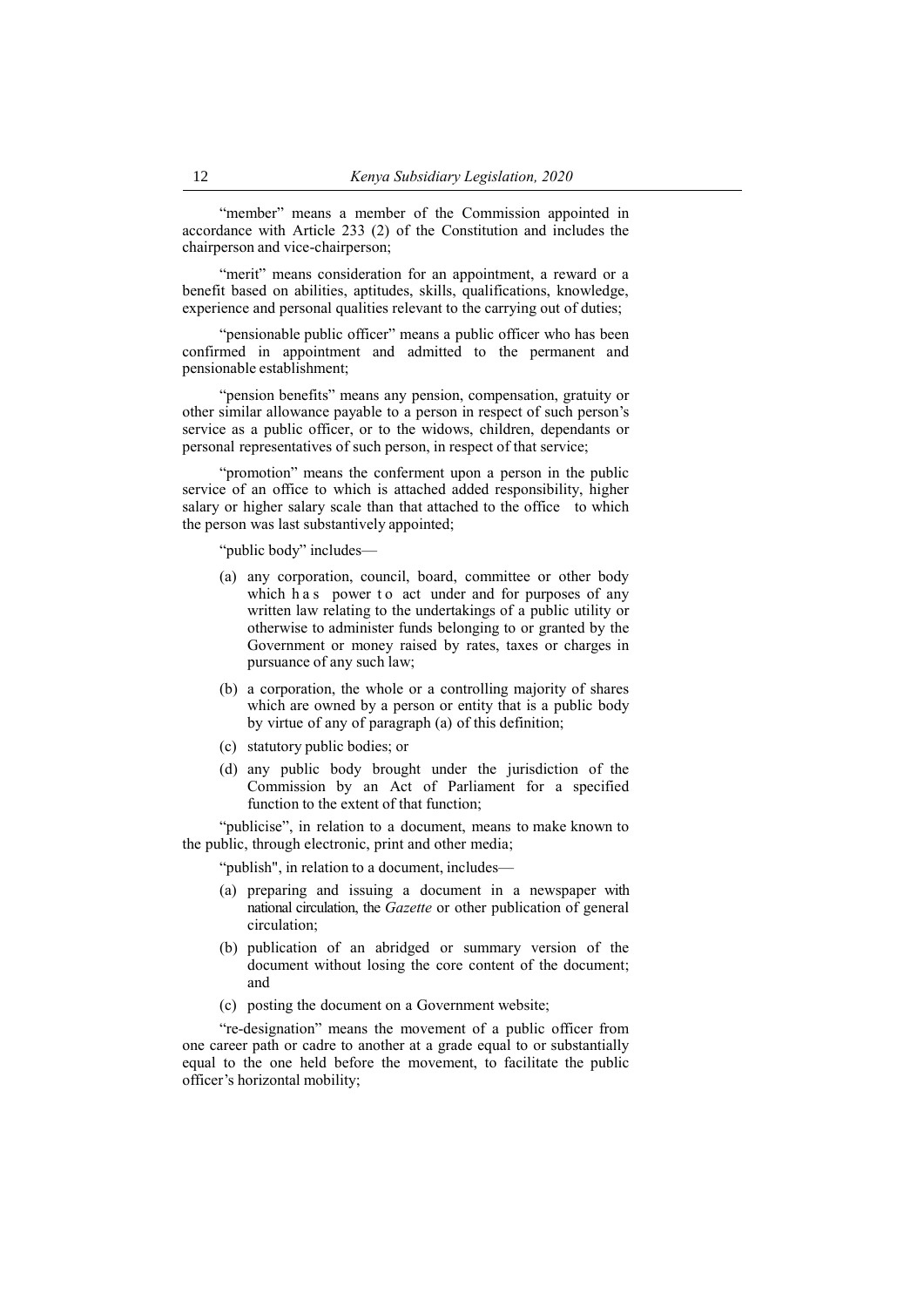"member" means a member of the Commission appointed in accordance with Article 233 (2) of the Constitution and includes the chairperson and vice-chairperson;

"merit" means consideration for an appointment, a reward or a benefit based on abilities, aptitudes, skills, qualifications, knowledge, experience and personal qualities relevant to the carrying out of duties;

"pensionable public officer" means a public officer who has been confirmed in appointment and admitted to the permanent and pensionable establishment;

"pension benefits" means any pension, compensation, gratuity or other similar allowance payable to a person in respect of such person's service as a public officer, or to the widows, children, dependants or personal representatives of such person, in respect of that service;

"promotion" means the conferment upon a person in the public service of an office to which is attached added responsibility, higher salary or higher salary scale than that attached to the office to which the person was last substantively appointed;

"public body" includes—

(a) any corporation, council, board, committee or other body which has power to act under and for purposes of any written law relating to the undertakings of a public utility or otherwise to administer funds belonging to or granted by the Government or money raised by rates, taxes or charges in pursuance of any such law;

(b) a corporation, the whole or a controlling majority of shares which are owned by a person or entity that is a public body by virtue of any of paragraph (a) of this definition;

(c) statutory public bodies; or

(d) any public body brought under the jurisdiction of the Commission by an Act of Parliament for a specified function to the extent of that function;

"publicise", in relation to a document, means to make known to the public, through electronic, print and other media;

"publish", in relation to a document, includes—

(a) preparing and issuing a document in a newspaper with national circulation, the *Gazette* or other publication of general circulation;

(b) publication of an abridged or summary version of the document without losing the core content of the document; and

(c) posting the document on a Government website;

"re-designation" means the movement of a public officer from one career path or cadre to another at a grade equal to or substantially equal to the one held before the movement, to facilitate the public officer's horizontal mobility;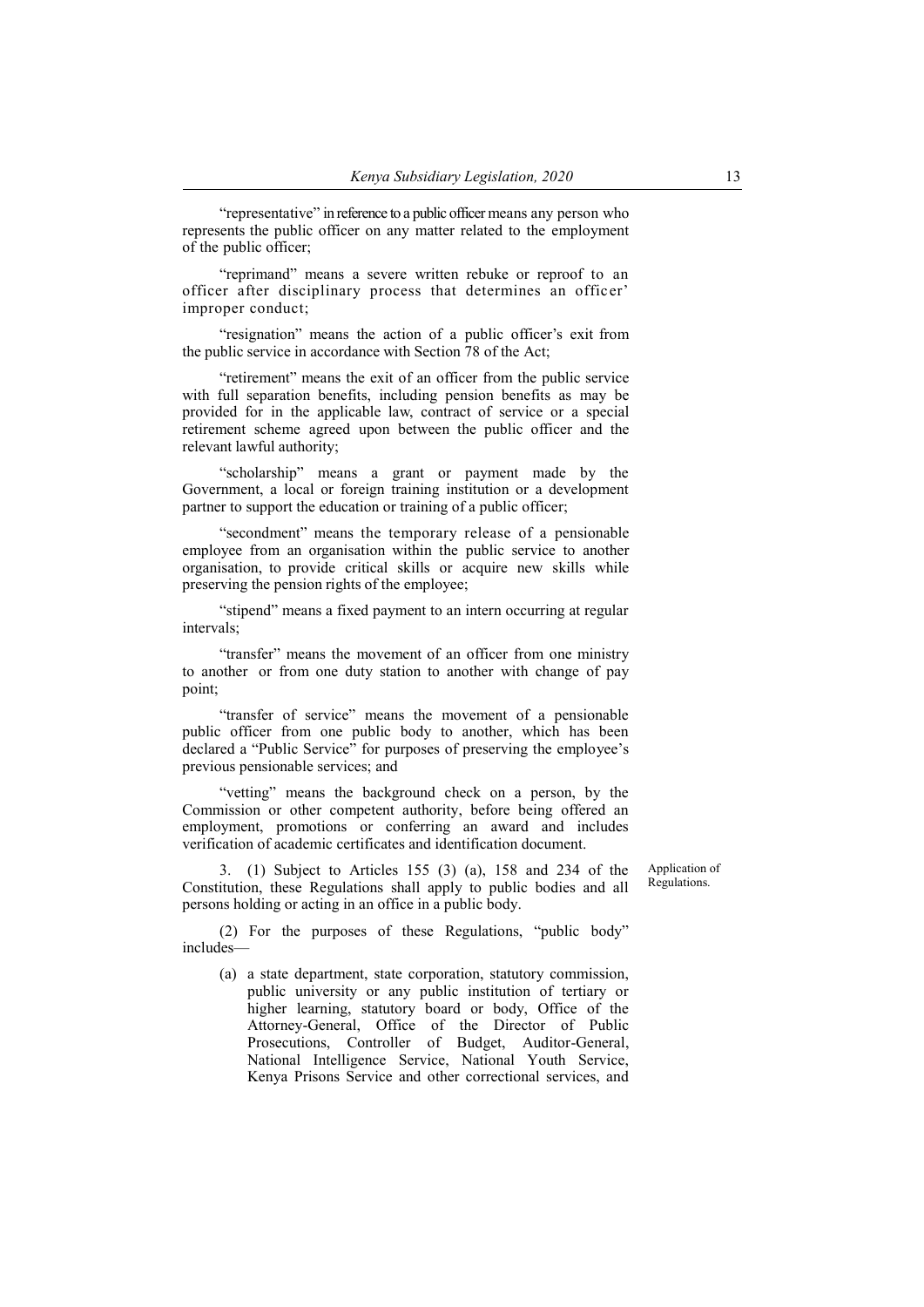"representative" in reference to a public officer means any person who represents the public officer on any matter related to the employment of the public officer;

"reprimand" means a severe written rebuke or reproof to an officer after disciplinary process that determines an officer' improper conduct;

"resignation" means the action of a public officer's exit from the public service in accordance with Section 78 of the Act;

"retirement" means the exit of an officer from the public service with full separation benefits, including pension benefits as may be provided for in the applicable law, contract of service or a special retirement scheme agreed upon between the public officer and the relevant lawful authority;

"scholarship" means a grant or payment made by the Government, a local or foreign training institution or a development partner to support the education or training of a public officer;

"secondment" means the temporary release of a pensionable employee from an organisation within the public service to another organisation, to provide critical skills or acquire new skills while preserving the pension rights of the employee;

"stipend" means a fixed payment to an intern occurring at regular intervals;

"transfer" means the movement of an officer from one ministry to another or from one duty station to another with change of pay point;

"transfer of service" means the movement of a pensionable public officer from one public body to another, which has been declared a "Public Service" for purposes of preserving the employee's previous pensionable services; and

"vetting" means the background check on a person, by the Commission or other competent authority, before being offered an employment, promotions or conferring an award and includes verification of academic certificates and identification document.

Application of Regulations.

3. (1) Subject to Articles 155 (3) (a), 158 and 234 of the Constitution, these Regulations shall apply to public bodies and all persons holding or acting in an office in a public body.

(2) For the purposes of these Regulations, "public body" includes—

(a) a state department, state corporation, statutory commission, public university or any public institution of tertiary or higher learning, statutory board or body, Office of the Attorney-General, Office of the Director of Public Prosecutions, Controller of Budget, Auditor-General, National Intelligence Service, National Youth Service, Kenya Prisons Service and other correctional services, and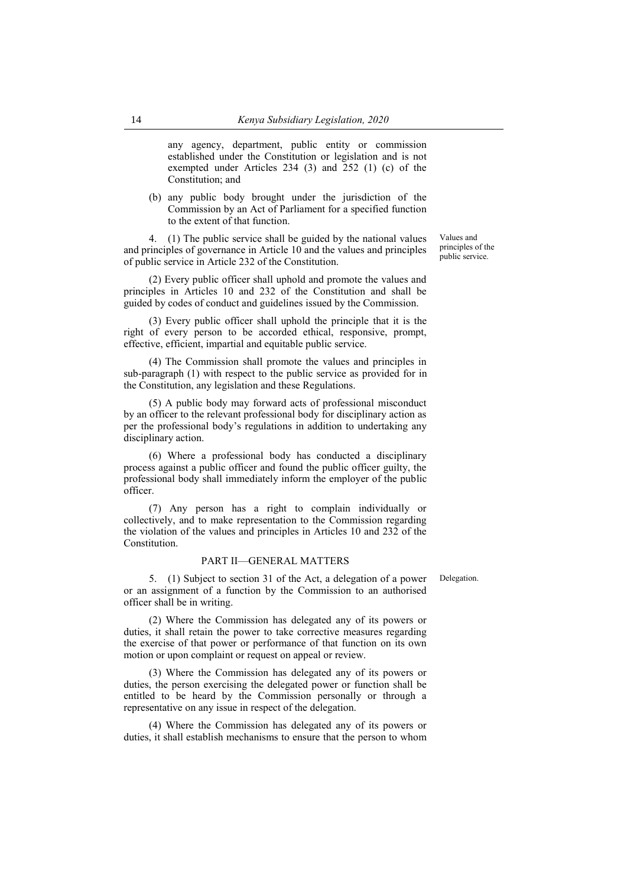any agency, department, public entity or commission established under the Constitution or legislation and is not exempted under Articles 234 (3) and 252 (1) (c) of the Constitution; and

(b) any public body brought under the jurisdiction of the Commission by an Act of Parliament for a specified function to the extent of that function.

**Values and principles of the public service.**

4. (1) The public service shall be guided by the national values and principles of governance in Article 10 and the values and principles of public service in Article 232 of the Constitution.

(2) Every public officer shall uphold and promote the values and principles in Articles 10 and 232 of the Constitution and shall be guided by codes of conduct and guidelines issued by the Commission.

(3) Every public officer shall uphold the principle that it is the right of every person to be accorded ethical, responsive, prompt, effective, efficient, impartial and equitable public service.

(4) The Commission shall promote the values and principles in sub-paragraph (1) with respect to the public service as provided for in the Constitution, any legislation and these Regulations.

(5) A public body may forward acts of professional misconduct by an officer to the relevant professional body for disciplinary action as per the professional body's regulations in addition to undertaking any disciplinary action.

(6) Where a professional body has conducted a disciplinary process against a public officer and found the public officer guilty, the professional body shall immediately inform the employer of the public officer.

(7) Any person has a right to complain individually or collectively, and to make representation to the Commission regarding the violation of the values and principles in Articles 10 and 232 of the Constitution.

## PART II—GENERAL MATTERS

**Delegation.**

5. (1) Subject to section 31 of the Act, a delegation of a power or an assignment of a function by the Commission to an authorised officer shall be in writing.

(2) Where the Commission has delegated any of its powers or duties, it shall retain the power to take corrective measures regarding the exercise of that power or performance of that function on its own motion or upon complaint or request on appeal or review.

(3) Where the Commission has delegated any of its powers or duties, the person exercising the delegated power or function shall be entitled to be heard by the Commission personally or through a representative on any issue in respect of the delegation.

(4) Where the Commission has delegated any of its powers or duties, it shall establish mechanisms to ensure that the person to whom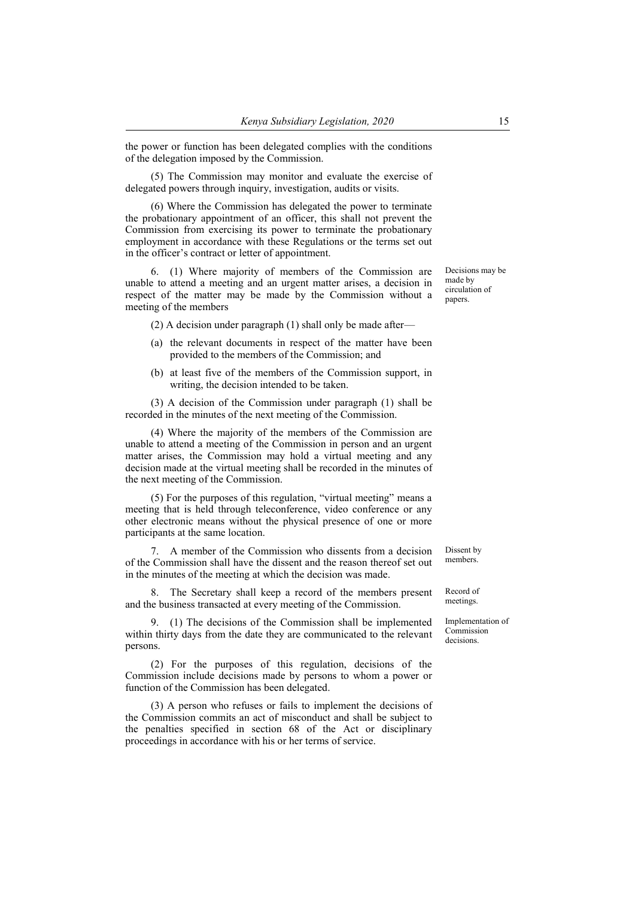the power or function has been delegated complies with the conditions of the delegation imposed by the Commission.

(5) The Commission may monitor and evaluate the exercise of delegated powers through inquiry, investigation, audits or visits.

(6) Where the Commission has delegated the power to terminate the probationary appointment of an officer, this shall not prevent the Commission from exercising its power to terminate the probationary employment in accordance with these Regulations or the terms set out in the officer's contract or letter of appointment.

Decisions may be made by circulation of papers.

6. (1) Where majority of members of the Commission are unable to attend a meeting and an urgent matter arises, a decision in respect of the matter may be made by the Commission without a meeting of the members

(2) A decision under paragraph (1) shall only be made after—

(a) the relevant documents in respect of the matter have been provided to the members of the Commission; and

(b) at least five of the members of the Commission support, in writing, the decision intended to be taken.

(3) A decision of the Commission under paragraph (1) shall be recorded in the minutes of the next meeting of the Commission.

(4) Where the majority of the members of the Commission are unable to attend a meeting of the Commission in person and an urgent matter arises, the Commission may hold a virtual meeting and any decision made at the virtual meeting shall be recorded in the minutes of the next meeting of the Commission.

(5) For the purposes of this regulation, "virtual meeting" means a meeting that is held through teleconference, video conference or any other electronic means without the physical presence of one or more participants at the same location.

Dissent by members.

7. A member of the Commission who dissents from a decision of the Commission shall have the dissent and the reason thereof set out in the minutes of the meeting at which the decision was made.

Record of meetings.

8. The Secretary shall keep a record of the members present and the business transacted at every meeting of the Commission.

Implementation of Commission decisions.

9. (1) The decisions of the Commission shall be implemented within thirty days from the date they are communicated to the relevant persons.

(2) For the purposes of this regulation, decisions of the Commission include decisions made by persons to whom a power or function of the Commission has been delegated.

(3) A person who refuses or fails to implement the decisions of the Commission commits an act of misconduct and shall be subject to the penalties specified in section 68 of the Act or disciplinary proceedings in accordance with his or her terms of service.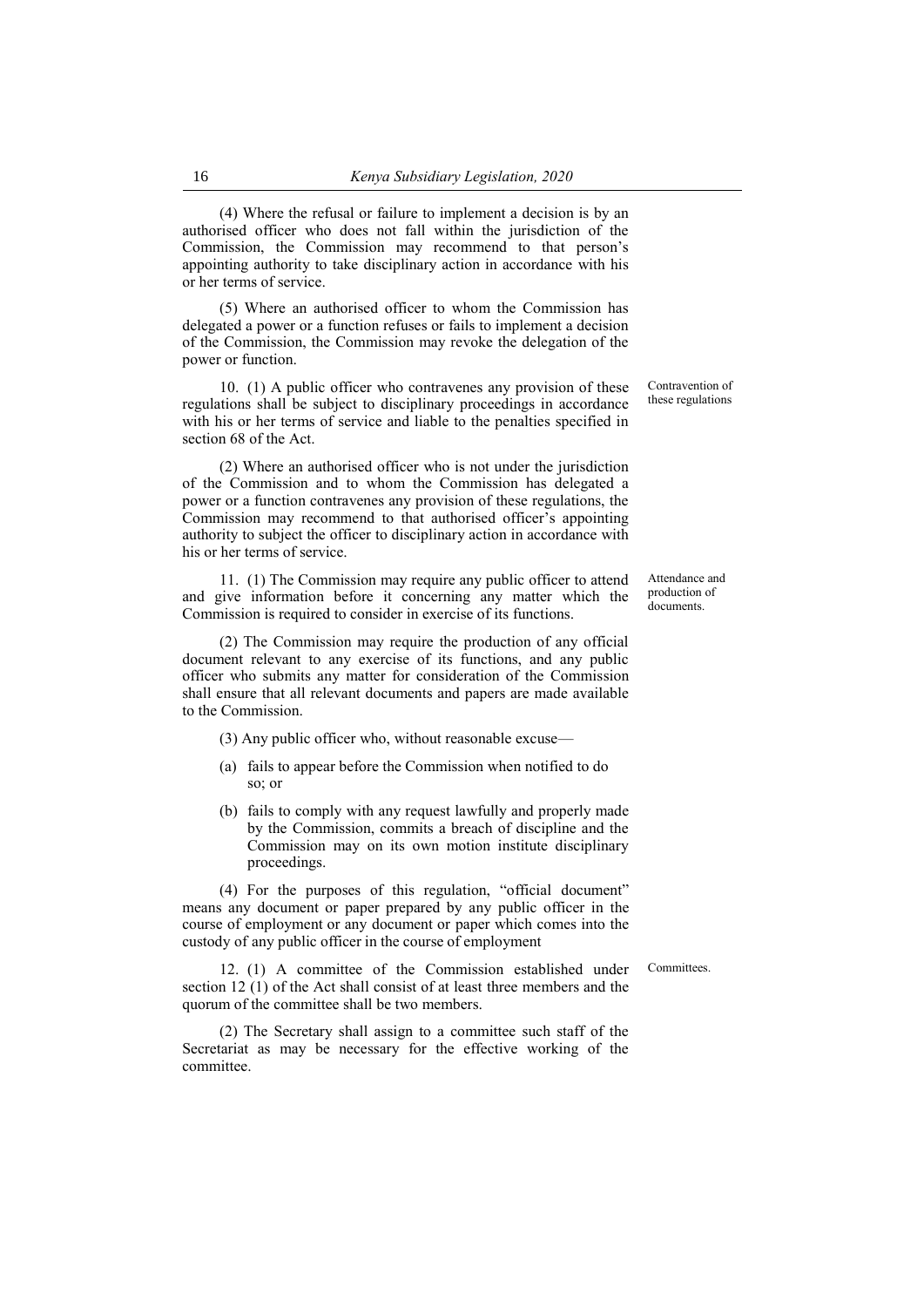(4) Where the refusal or failure to implement a decision is by an authorised officer who does not fall within the jurisdiction of the Commission, the Commission may recommend to that person's appointing authority to take disciplinary action in accordance with his or her terms of service.

(5) Where an authorised officer to whom the Commission has delegated a power or a function refuses or fails to implement a decision of the Commission, the Commission may revoke the delegation of the power or function.

**Contravention of these regulations**

10. (1) A public officer who contravenes any provision of these regulations shall be subject to disciplinary proceedings in accordance with his or her terms of service and liable to the penalties specified in section 68 of the Act.

(2) Where an authorised officer who is not under the jurisdiction of the Commission and to whom the Commission has delegated a power or a function contravenes any provision of these regulations, the Commission may recommend to that authorised officer's appointing authority to subject the officer to disciplinary action in accordance with his or her terms of service.

**Attendance and production of documents.**

11. (1) The Commission may require any public officer to attend and give information before it concerning any matter which the Commission is required to consider in exercise of its functions.

(2) The Commission may require the production of any official document relevant to any exercise of its functions, and any public officer who submits any matter for consideration of the Commission shall ensure that all relevant documents and papers are made available to the Commission.

(3) Any public officer who, without reasonable excuse—

(a) fails to appear before the Commission when notified to do so; or

(b) fails to comply with any request lawfully and properly made by the Commission, commits a breach of discipline and the Commission may on its own motion institute disciplinary proceedings.

(4) For the purposes of this regulation, "official document" means any document or paper prepared by any public officer in the course of employment or any document or paper which comes into the custody of any public officer in the course of employment

**Committees.**

12. (1) A committee of the Commission established under section 12 (1) of the Act shall consist of at least three members and the quorum of the committee shall be two members.

(2) The Secretary shall assign to a committee such staff of the Secretariat as may be necessary for the effective working of the committee.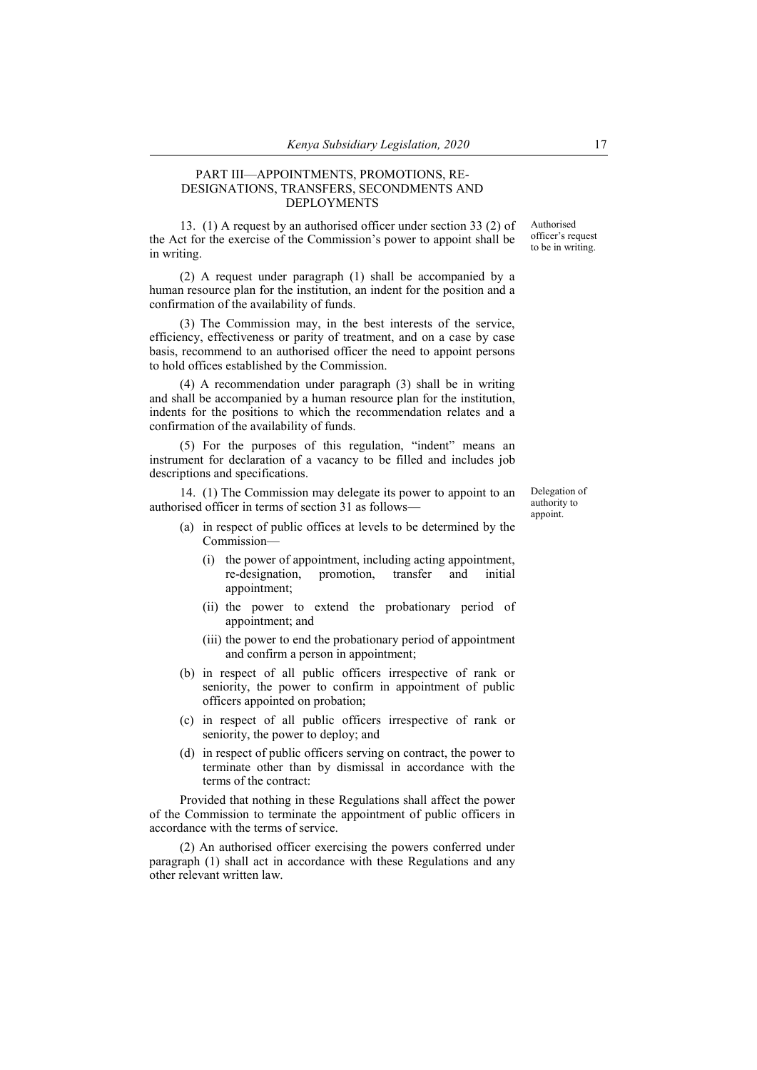## PART III—APPOINTMENTS, PROMOTIONS, RE-DESIGNATIONS, TRANSFERS, SECONDMENTS AND DEPLOYMENTS

*Authorised officer's request to be in writing.*

13. (1) A request by an authorised officer under section 33 (2) of the Act for the exercise of the Commission's power to appoint shall be in writing.

(2) A request under paragraph (1) shall be accompanied by a human resource plan for the institution, an indent for the position and a confirmation of the availability of funds.

(3) The Commission may, in the best interests of the service, efficiency, effectiveness or parity of treatment, and on a case by case basis, recommend to an authorised officer the need to appoint persons to hold offices established by the Commission.

(4) A recommendation under paragraph (3) shall be in writing and shall be accompanied by a human resource plan for the institution, indents for the positions to which the recommendation relates and a confirmation of the availability of funds.

(5) For the purposes of this regulation, "indent" means an instrument for declaration of a vacancy to be filled and includes job descriptions and specifications.

*Delegation of authority to appoint.*

14. (1) The Commission may delegate its power to appoint to an authorised officer in terms of section 31 as follows—

(a) in respect of public offices at levels to be determined by the Commission—

   (i) the power of appointment, including acting appointment, re-designation, promotion, transfer and initial appointment;

   (ii) the power to extend the probationary period of appointment; and

   (iii) the power to end the probationary period of appointment and confirm a person in appointment;

(b) in respect of all public officers irrespective of rank or seniority, the power to confirm in appointment of public officers appointed on probation;

(c) in respect of all public officers irrespective of rank or seniority, the power to deploy; and

(d) in respect of public officers serving on contract, the power to terminate other than by dismissal in accordance with the terms of the contract:

Provided that nothing in these Regulations shall affect the power of the Commission to terminate the appointment of public officers in accordance with the terms of service.

(2) An authorised officer exercising the powers conferred under paragraph (1) shall act in accordance with these Regulations and any other relevant written law.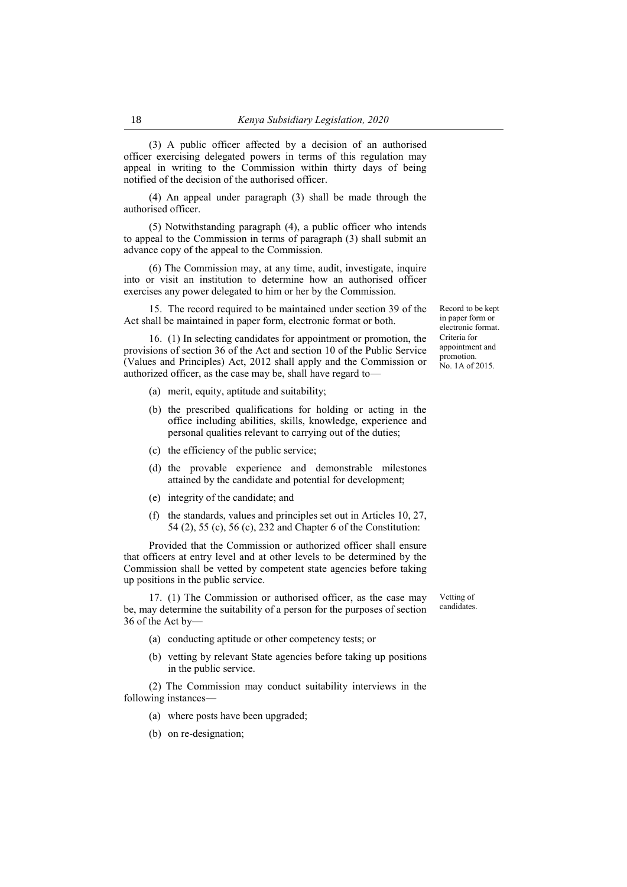(3) A public officer affected by a decision of an authorised officer exercising delegated powers in terms of this regulation may appeal in writing to the Commission within thirty days of being notified of the decision of the authorised officer.

(4) An appeal under paragraph (3) shall be made through the authorised officer.

(5) Notwithstanding paragraph (4), a public officer who intends to appeal to the Commission in terms of paragraph (3) shall submit an advance copy of the appeal to the Commission.

(6) The Commission may, at any time, audit, investigate, inquire into or visit an institution to determine how an authorised officer exercises any power delegated to him or her by the Commission.

*Record to be kept in paper form or electronic format.*

15. The record required to be maintained under section 39 of the Act shall be maintained in paper form, electronic format or both.

*Criteria for appointment and promotion.*
*No. 1A of 2015.*

16. (1) In selecting candidates for appointment or promotion, the provisions of section 36 of the Act and section 10 of the Public Service (Values and Principles) Act, 2012 shall apply and the Commission or authorized officer, as the case may be, shall have regard to—

(a) merit, equity, aptitude and suitability;

(b) the prescribed qualifications for holding or acting in the office including abilities, skills, knowledge, experience and personal qualities relevant to carrying out of the duties;

(c) the efficiency of the public service;

(d) the provable experience and demonstrable milestones attained by the candidate and potential for development;

(e) integrity of the candidate; and

(f) the standards, values and principles set out in Articles 10, 27, 54 (2), 55 (c), 56 (c), 232 and Chapter 6 of the Constitution:

Provided that the Commission or authorized officer shall ensure that officers at entry level and at other levels to be determined by the Commission shall be vetted by competent state agencies before taking up positions in the public service.

*Vetting of candidates.*

17. (1) The Commission or authorised officer, as the case may be, may determine the suitability of a person for the purposes of section 36 of the Act by—

(a) conducting aptitude or other competency tests; or

(b) vetting by relevant State agencies before taking up positions in the public service.

(2) The Commission may conduct suitability interviews in the following instances—

(a) where posts have been upgraded;

(b) on re-designation;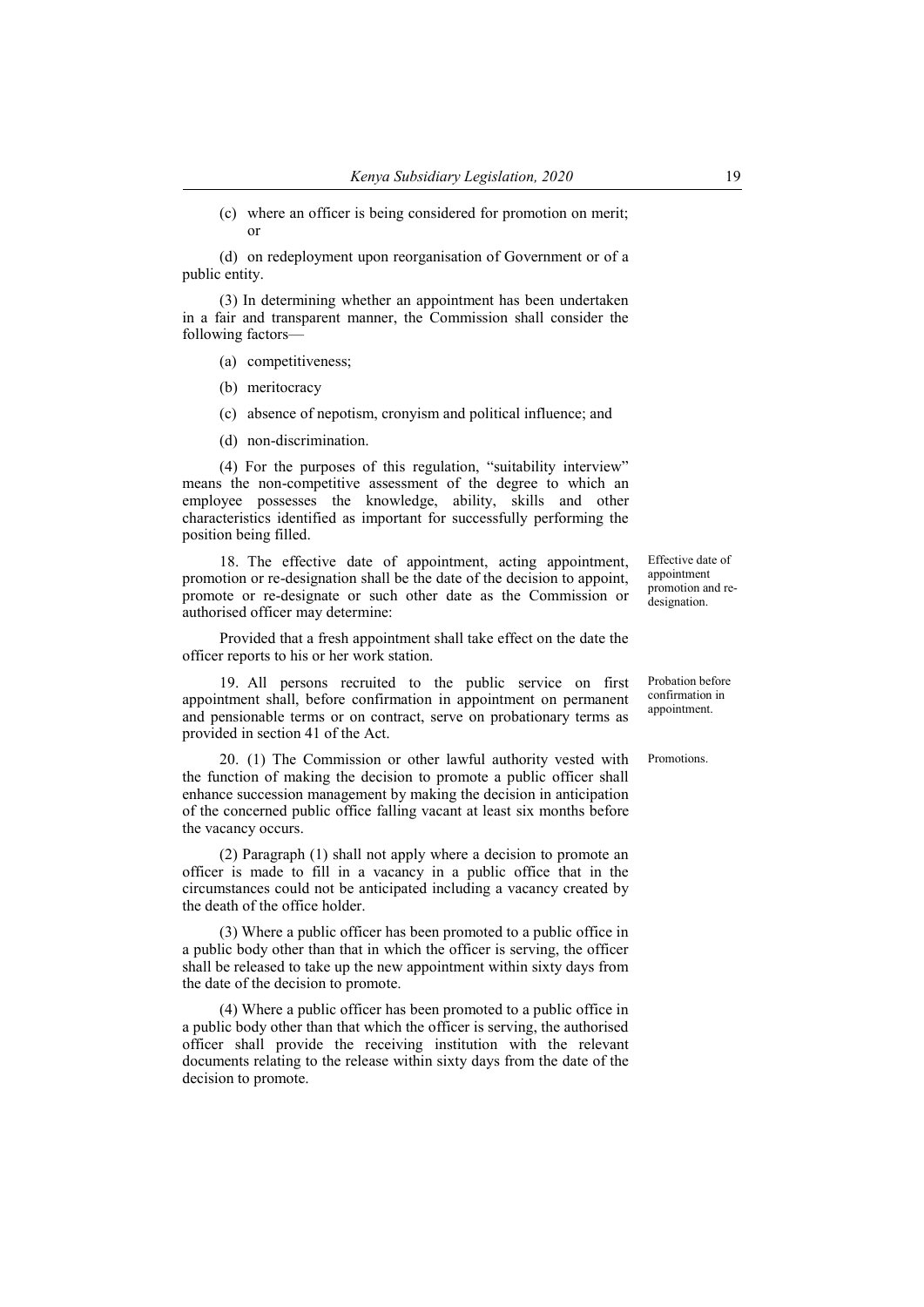(c) where an officer is being considered for promotion on merit; or

(d) on redeployment upon reorganisation of Government or of a public entity.

(3) In determining whether an appointment has been undertaken in a fair and transparent manner, the Commission shall consider the following factors—

(a) competitiveness;

(b) meritocracy

(c) absence of nepotism, cronyism and political influence; and

(d) non-discrimination.

(4) For the purposes of this regulation, "suitability interview" means the non-competitive assessment of the degree to which an employee possesses the knowledge, ability, skills and other characteristics identified as important for successfully performing the position being filled.

**Effective date of appointment promotion and re-designation.**

18. The effective date of appointment, acting appointment, promotion or re-designation shall be the date of the decision to appoint, promote or re-designate or such other date as the Commission or authorised officer may determine:

Provided that a fresh appointment shall take effect on the date the officer reports to his or her work station.

**Probation before confirmation in appointment.**

19. All persons recruited to the public service on first appointment shall, before confirmation in appointment on permanent and pensionable terms or on contract, serve on probationary terms as provided in section 41 of the Act.

**Promotions.**

20. (1) The Commission or other lawful authority vested with the function of making the decision to promote a public officer shall enhance succession management by making the decision in anticipation of the concerned public office falling vacant at least six months before the vacancy occurs.

(2) Paragraph (1) shall not apply where a decision to promote an officer is made to fill in a vacancy in a public office that in the circumstances could not be anticipated including a vacancy created by the death of the office holder.

(3) Where a public officer has been promoted to a public office in a public body other than that in which the officer is serving, the officer shall be released to take up the new appointment within sixty days from the date of the decision to promote.

(4) Where a public officer has been promoted to a public office in a public body other than that which the officer is serving, the authorised officer shall provide the receiving institution with the relevant documents relating to the release within sixty days from the date of the decision to promote.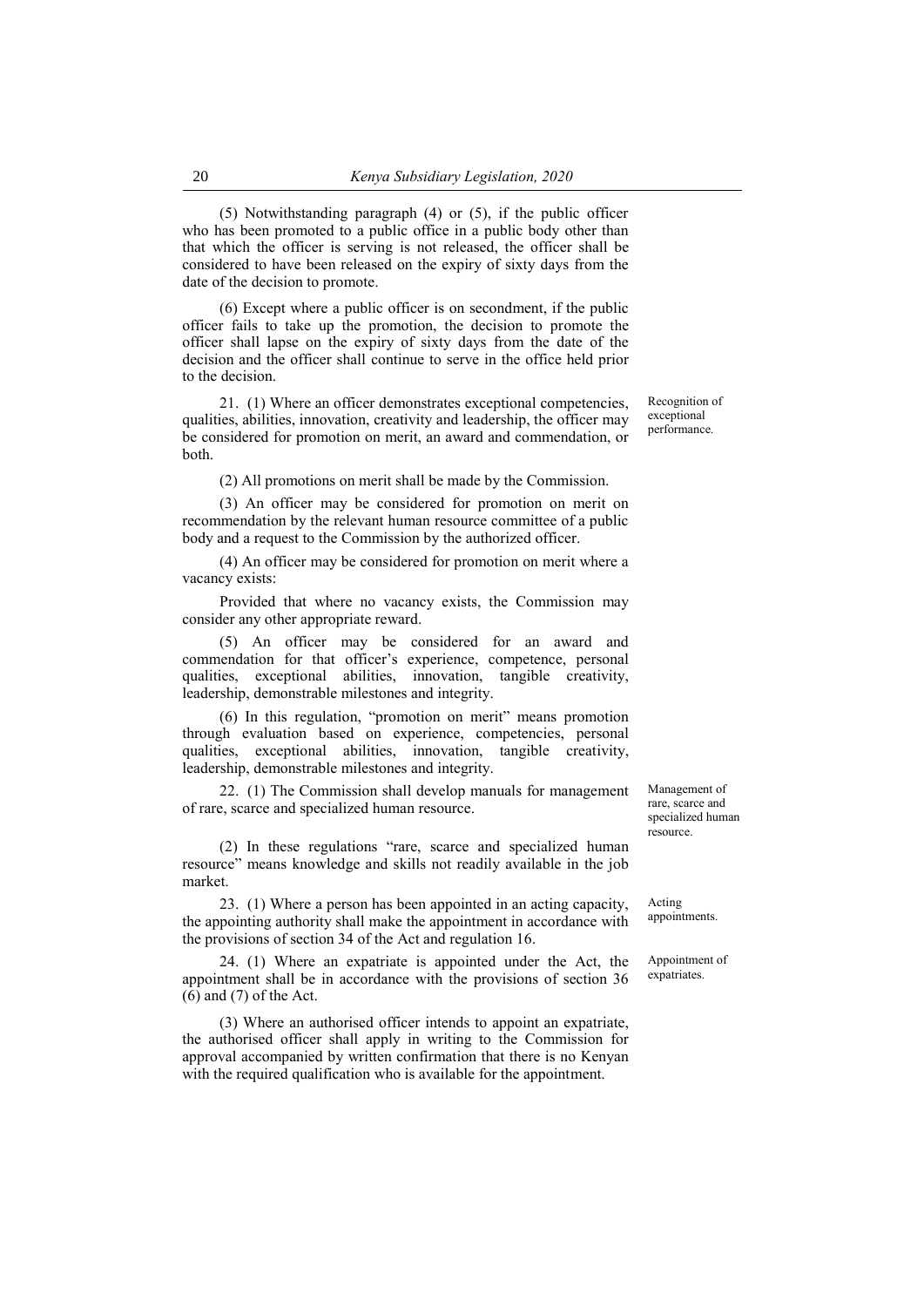(5) Notwithstanding paragraph (4) or (5), if the public officer who has been promoted to a public office in a public body other than that which the officer is serving is not released, the officer shall be considered to have been released on the expiry of sixty days from the date of the decision to promote.

(6) Except where a public officer is on secondment, if the public officer fails to take up the promotion, the decision to promote the officer shall lapse on the expiry of sixty days from the date of the decision and the officer shall continue to serve in the office held prior to the decision.

**Recognition of exceptional performance.**

21. (1) Where an officer demonstrates exceptional competencies, qualities, abilities, innovation, creativity and leadership, the officer may be considered for promotion on merit, an award and commendation, or both.

(2) All promotions on merit shall be made by the Commission.

(3) An officer may be considered for promotion on merit on recommendation by the relevant human resource committee of a public body and a request to the Commission by the authorized officer.

(4) An officer may be considered for promotion on merit where a vacancy exists:

Provided that where no vacancy exists, the Commission may consider any other appropriate reward.

(5) An officer may be considered for an award and commendation for that officer's experience, competence, personal qualities, exceptional abilities, innovation, tangible creativity, leadership, demonstrable milestones and integrity.

(6) In this regulation, "promotion on merit" means promotion through evaluation based on experience, competencies, personal qualities, exceptional abilities, innovation, tangible creativity, leadership, demonstrable milestones and integrity.

**Management of rare, scarce and specialized human resource.**

22. (1) The Commission shall develop manuals for management of rare, scarce and specialized human resource.

(2) In these regulations "rare, scarce and specialized human resource" means knowledge and skills not readily available in the job market.

**Acting appointments.**

23. (1) Where a person has been appointed in an acting capacity, the appointing authority shall make the appointment in accordance with the provisions of section 34 of the Act and regulation 16.

**Appointment of expatriates.**

24. (1) Where an expatriate is appointed under the Act, the appointment shall be in accordance with the provisions of section 36 (6) and (7) of the Act.

(3) Where an authorised officer intends to appoint an expatriate, the authorised officer shall apply in writing to the Commission for approval accompanied by written confirmation that there is no Kenyan with the required qualification who is available for the appointment.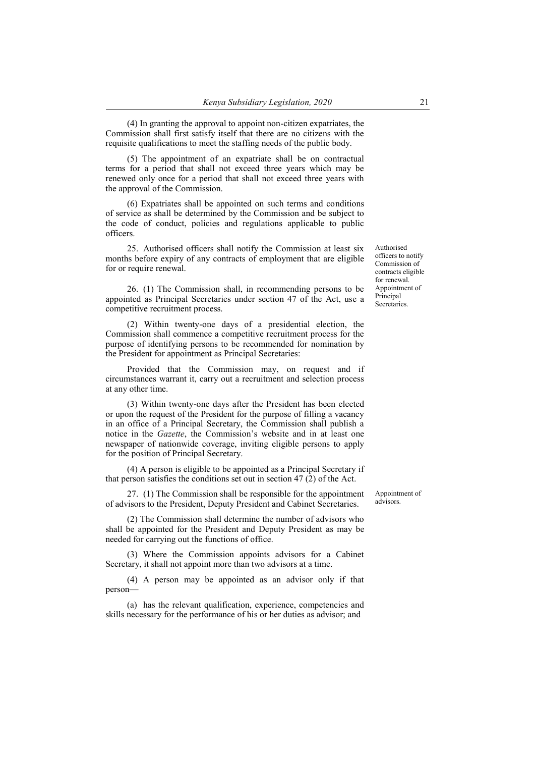(4) In granting the approval to appoint non-citizen expatriates, the Commission shall first satisfy itself that there are no citizens with the requisite qualifications to meet the staffing needs of the public body.

(5) The appointment of an expatriate shall be on contractual terms for a period that shall not exceed three years which may be renewed only once for a period that shall not exceed three years with the approval of the Commission.

(6) Expatriates shall be appointed on such terms and conditions of service as shall be determined by the Commission and be subject to the code of conduct, policies and regulations applicable to public officers.

*Authorised officers to notify Commission of contracts eligible for renewal.*

25. Authorised officers shall notify the Commission at least six months before expiry of any contracts of employment that are eligible for or require renewal.

*Appointment of Principal Secretaries.*

26. (1) The Commission shall, in recommending persons to be appointed as Principal Secretaries under section 47 of the Act, use a competitive recruitment process.

(2) Within twenty-one days of a presidential election, the Commission shall commence a competitive recruitment process for the purpose of identifying persons to be recommended for nomination by the President for appointment as Principal Secretaries:

Provided that the Commission may, on request and if circumstances warrant it, carry out a recruitment and selection process at any other time.

(3) Within twenty-one days after the President has been elected or upon the request of the President for the purpose of filling a vacancy in an office of a Principal Secretary, the Commission shall publish a notice in the *Gazette*, the Commission's website and in at least one newspaper of nationwide coverage, inviting eligible persons to apply for the position of Principal Secretary.

(4) A person is eligible to be appointed as a Principal Secretary if that person satisfies the conditions set out in section 47 (2) of the Act.

*Appointment of advisors.*

27. (1) The Commission shall be responsible for the appointment of advisors to the President, Deputy President and Cabinet Secretaries.

(2) The Commission shall determine the number of advisors who shall be appointed for the President and Deputy President as may be needed for carrying out the functions of office.

(3) Where the Commission appoints advisors for a Cabinet Secretary, it shall not appoint more than two advisors at a time.

(4) A person may be appointed as an advisor only if that person—

(a) has the relevant qualification, experience, competencies and skills necessary for the performance of his or her duties as advisor; and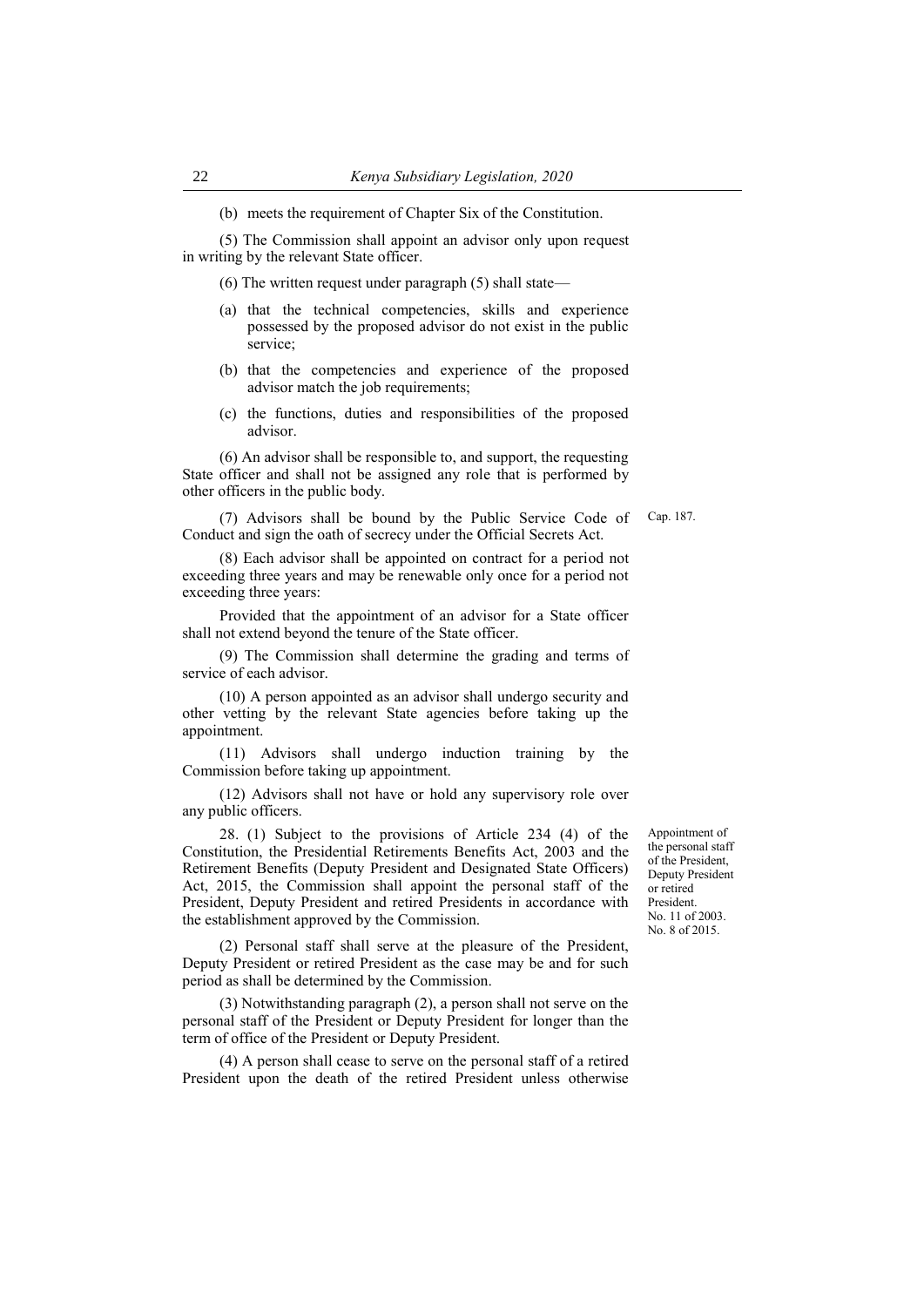(b) meets the requirement of Chapter Six of the Constitution.

(5) The Commission shall appoint an advisor only upon request in writing by the relevant State officer.

(6) The written request under paragraph (5) shall state—

(a) that the technical competencies, skills and experience possessed by the proposed advisor do not exist in the public service;

(b) that the competencies and experience of the proposed advisor match the job requirements;

(c) the functions, duties and responsibilities of the proposed advisor.

(6) An advisor shall be responsible to, and support, the requesting State officer and shall not be assigned any role that is performed by other officers in the public body.

(7) Advisors shall be bound by the Public Service Code of Conduct and sign the oath of secrecy under the Official Secrets Act. Cap. 187.

(8) Each advisor shall be appointed on contract for a period not exceeding three years and may be renewable only once for a period not exceeding three years:

Provided that the appointment of an advisor for a State officer shall not extend beyond the tenure of the State officer.

(9) The Commission shall determine the grading and terms of service of each advisor.

(10) A person appointed as an advisor shall undergo security and other vetting by the relevant State agencies before taking up the appointment.

(11) Advisors shall undergo induction training by the Commission before taking up appointment.

(12) Advisors shall not have or hold any supervisory role over any public officers.

**Appointment of the personal staff of the President, Deputy President or retired President.**

No. 11 of 2003.
No. 8 of 2015.

28. (1) Subject to the provisions of Article 234 (4) of the Constitution, the Presidential Retirements Benefits Act, 2003 and the Retirement Benefits (Deputy President and Designated State Officers) Act, 2015, the Commission shall appoint the personal staff of the President, Deputy President and retired Presidents in accordance with the establishment approved by the Commission.

(2) Personal staff shall serve at the pleasure of the President, Deputy President or retired President as the case may be and for such period as shall be determined by the Commission.

(3) Notwithstanding paragraph (2), a person shall not serve on the personal staff of the President or Deputy President for longer than the term of office of the President or Deputy President.

(4) A person shall cease to serve on the personal staff of a retired President upon the death of the retired President unless otherwise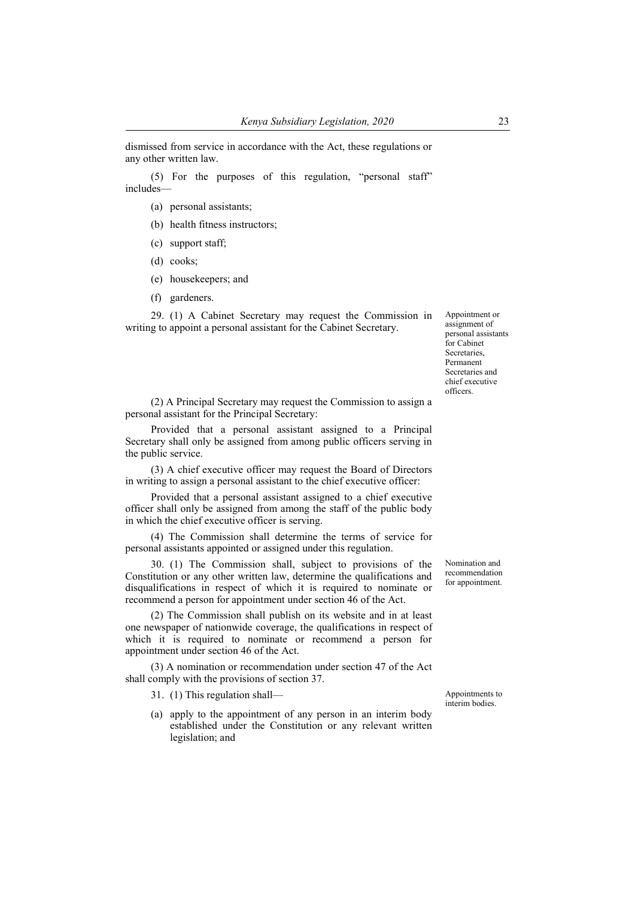dismissed from service in accordance with the Act, these regulations or any other written law.

(5) For the purposes of this regulation, "personal staff" includes—

(a) personal assistants;

(b) health fitness instructors;

(c) support staff;

(d) cooks;

(e) housekeepers; and

(f) gardeners.

Appointment or assignment of personal assistants for Cabinet Secretaries, Permanent Secretaries and chief executive officers.

29. (1) A Cabinet Secretary may request the Commission in writing to appoint a personal assistant for the Cabinet Secretary.

(2) A Principal Secretary may request the Commission to assign a personal assistant for the Principal Secretary:

Provided that a personal assistant assigned to a Principal Secretary shall only be assigned from among public officers serving in the public service.

(3) A chief executive officer may request the Board of Directors in writing to assign a personal assistant to the chief executive officer:

Provided that a personal assistant assigned to a chief executive officer shall only be assigned from among the staff of the public body in which the chief executive officer is serving.

(4) The Commission shall determine the terms of service for personal assistants appointed or assigned under this regulation.

Nomination and recommendation for appointment.

30. (1) The Commission shall, subject to provisions of the Constitution or any other written law, determine the qualifications and disqualifications in respect of which it is required to nominate or recommend a person for appointment under section 46 of the Act.

(2) The Commission shall publish on its website and in at least one newspaper of nationwide coverage, the qualifications in respect of which it is required to nominate or recommend a person for appointment under section 46 of the Act.

(3) A nomination or recommendation under section 47 of the Act shall comply with the provisions of section 37.

Appointments to interim bodies.

31. (1) This regulation shall—

(a) apply to the appointment of any person in an interim body established under the Constitution or any relevant written legislation; and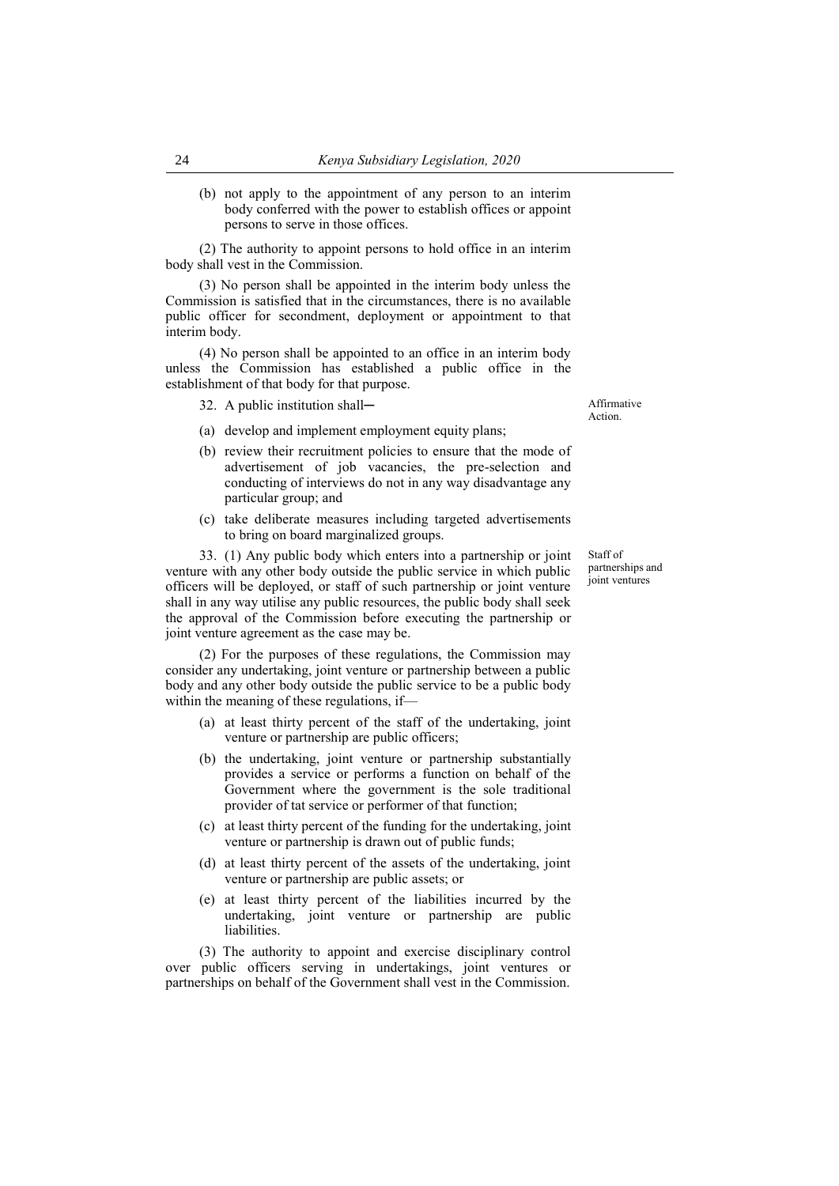(b) not apply to the appointment of any person to an interim body conferred with the power to establish offices or appoint persons to serve in those offices.

(2) The authority to appoint persons to hold office in an interim body shall vest in the Commission.

(3) No person shall be appointed in the interim body unless the Commission is satisfied that in the circumstances, there is no available public officer for secondment, deployment or appointment to that interim body.

(4) No person shall be appointed to an office in an interim body unless the Commission has established a public office in the establishment of that body for that purpose.

**Affirmative Action.**

32. A public institution shall─

(a) develop and implement employment equity plans;

(b) review their recruitment policies to ensure that the mode of advertisement of job vacancies, the pre-selection and conducting of interviews do not in any way disadvantage any particular group; and

(c) take deliberate measures including targeted advertisements to bring on board marginalized groups.

**Staff of partnerships and joint ventures**

33. (1) Any public body which enters into a partnership or joint venture with any other body outside the public service in which public officers will be deployed, or staff of such partnership or joint venture shall in any way utilise any public resources, the public body shall seek the approval of the Commission before executing the partnership or joint venture agreement as the case may be.

(2) For the purposes of these regulations, the Commission may consider any undertaking, joint venture or partnership between a public body and any other body outside the public service to be a public body within the meaning of these regulations, if—

(a) at least thirty percent of the staff of the undertaking, joint venture or partnership are public officers;

(b) the undertaking, joint venture or partnership substantially provides a service or performs a function on behalf of the Government where the government is the sole traditional provider of tat service or performer of that function;

(c) at least thirty percent of the funding for the undertaking, joint venture or partnership is drawn out of public funds;

(d) at least thirty percent of the assets of the undertaking, joint venture or partnership are public assets; or

(e) at least thirty percent of the liabilities incurred by the undertaking, joint venture or partnership are public liabilities.

(3) The authority to appoint and exercise disciplinary control over public officers serving in undertakings, joint ventures or partnerships on behalf of the Government shall vest in the Commission.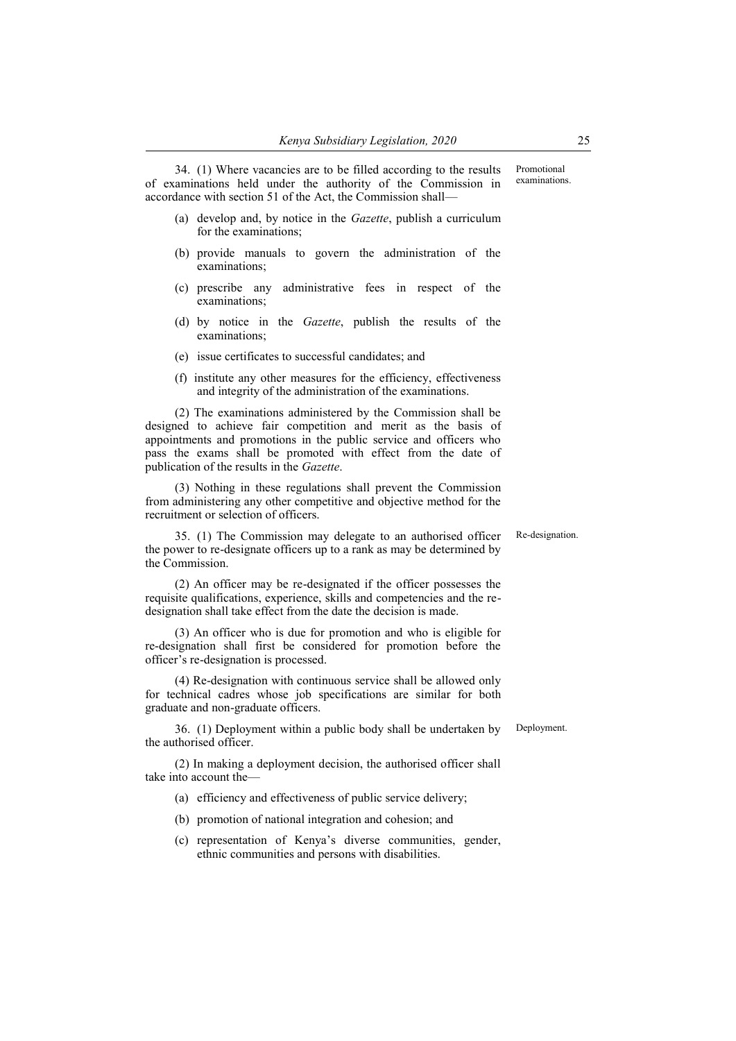34. (1) Where vacancies are to be filled according to the results of examinations held under the authority of the Commission in accordance with section 51 of the Act, the Commission shall—

Promotional examinations.

(a) develop and, by notice in the *Gazette*, publish a curriculum for the examinations;

(b) provide manuals to govern the administration of the examinations;

(c) prescribe any administrative fees in respect of the examinations;

(d) by notice in the *Gazette*, publish the results of the examinations;

(e) issue certificates to successful candidates; and

(f) institute any other measures for the efficiency, effectiveness and integrity of the administration of the examinations.

(2) The examinations administered by the Commission shall be designed to achieve fair competition and merit as the basis of appointments and promotions in the public service and officers who pass the exams shall be promoted with effect from the date of publication of the results in the *Gazette*.

(3) Nothing in these regulations shall prevent the Commission from administering any other competitive and objective method for the recruitment or selection of officers.

35. (1) The Commission may delegate to an authorised officer the power to re-designate officers up to a rank as may be determined by the Commission.

Re-designation.

(2) An officer may be re-designated if the officer possesses the requisite qualifications, experience, skills and competencies and the re-designation shall take effect from the date the decision is made.

(3) An officer who is due for promotion and who is eligible for re-designation shall first be considered for promotion before the officer's re-designation is processed.

(4) Re-designation with continuous service shall be allowed only for technical cadres whose job specifications are similar for both graduate and non-graduate officers.

36. (1) Deployment within a public body shall be undertaken by the authorised officer.

Deployment.

(2) In making a deployment decision, the authorised officer shall take into account the—

(a) efficiency and effectiveness of public service delivery;

(b) promotion of national integration and cohesion; and

(c) representation of Kenya's diverse communities, gender, ethnic communities and persons with disabilities.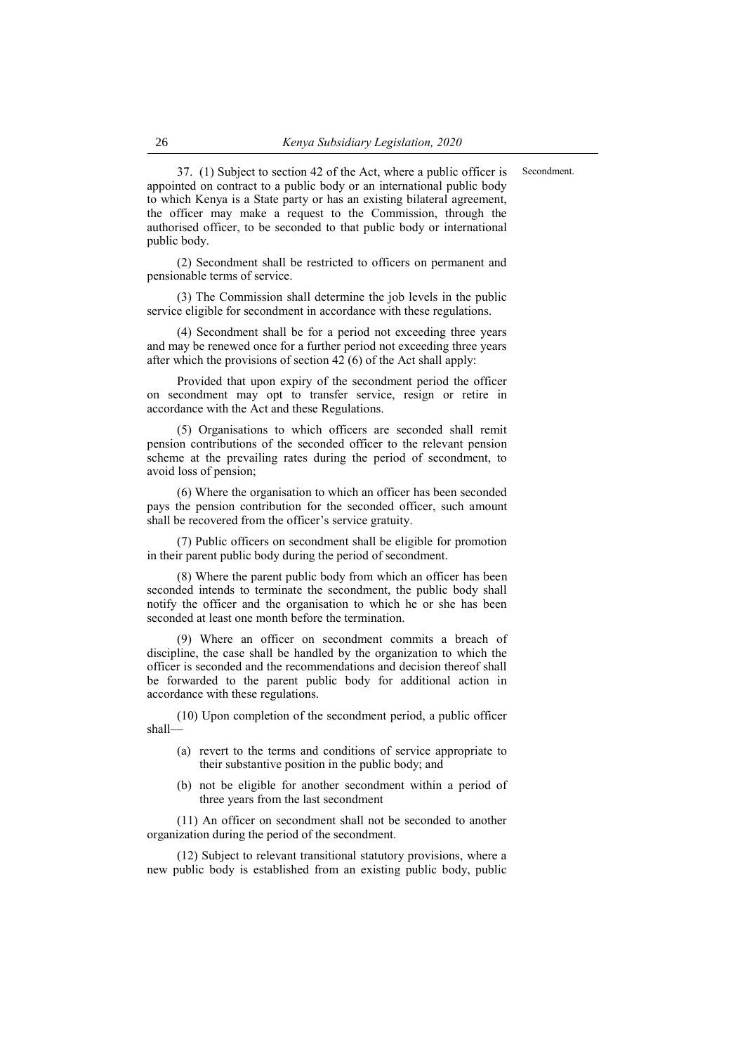37. (1) Subject to section 42 of the Act, where a public officer is appointed on contract to a public body or an international public body to which Kenya is a State party or has an existing bilateral agreement, the officer may make a request to the Commission, through the authorised officer, to be seconded to that public body or international public body.

Secondment.

(2) Secondment shall be restricted to officers on permanent and pensionable terms of service.

(3) The Commission shall determine the job levels in the public service eligible for secondment in accordance with these regulations.

(4) Secondment shall be for a period not exceeding three years and may be renewed once for a further period not exceeding three years after which the provisions of section 42 (6) of the Act shall apply:

Provided that upon expiry of the secondment period the officer on secondment may opt to transfer service, resign or retire in accordance with the Act and these Regulations.

(5) Organisations to which officers are seconded shall remit pension contributions of the seconded officer to the relevant pension scheme at the prevailing rates during the period of secondment, to avoid loss of pension;

(6) Where the organisation to which an officer has been seconded pays the pension contribution for the seconded officer, such amount shall be recovered from the officer's service gratuity.

(7) Public officers on secondment shall be eligible for promotion in their parent public body during the period of secondment.

(8) Where the parent public body from which an officer has been seconded intends to terminate the secondment, the public body shall notify the officer and the organisation to which he or she has been seconded at least one month before the termination.

(9) Where an officer on secondment commits a breach of discipline, the case shall be handled by the organization to which the officer is seconded and the recommendations and decision thereof shall be forwarded to the parent public body for additional action in accordance with these regulations.

(10) Upon completion of the secondment period, a public officer shall—

(a) revert to the terms and conditions of service appropriate to their substantive position in the public body; and

(b) not be eligible for another secondment within a period of three years from the last secondment

(11) An officer on secondment shall not be seconded to another organization during the period of the secondment.

(12) Subject to relevant transitional statutory provisions, where a new public body is established from an existing public body, public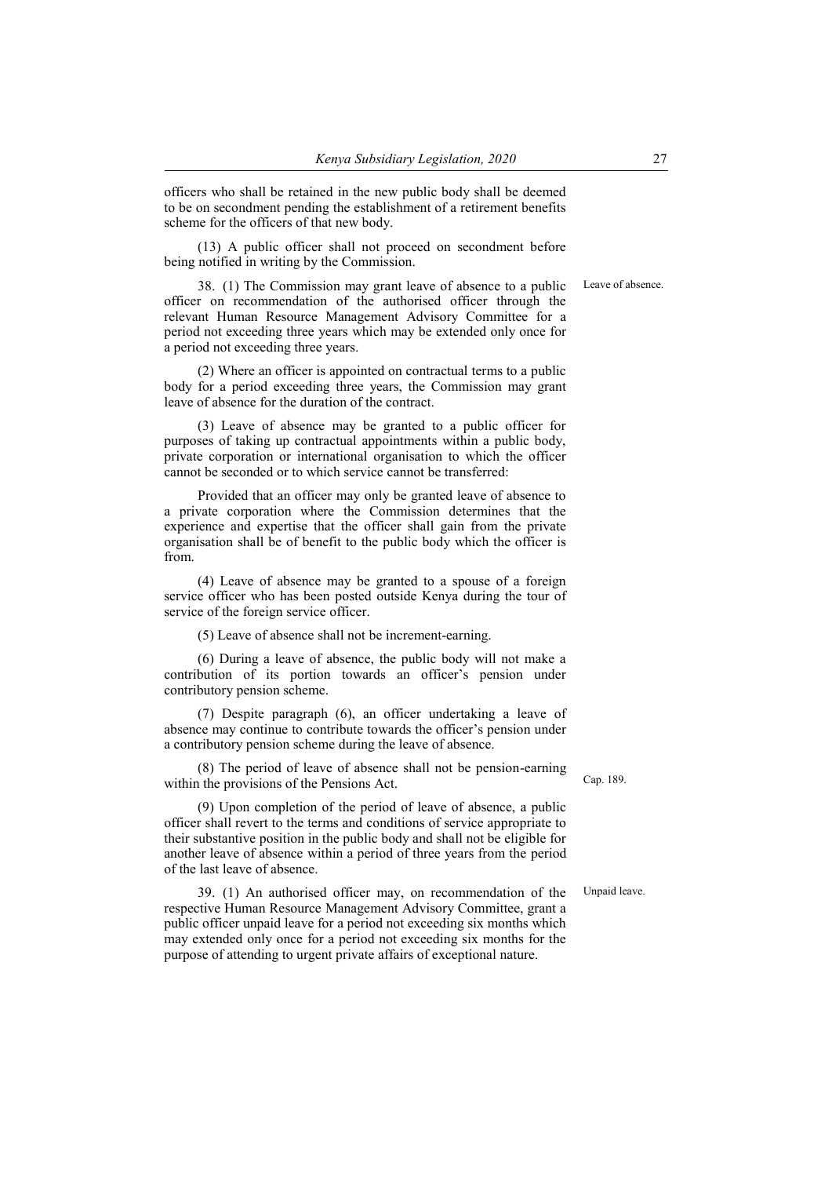officers who shall be retained in the new public body shall be deemed to be on secondment pending the establishment of a retirement benefits scheme for the officers of that new body.

(13) A public officer shall not proceed on secondment before being notified in writing by the Commission.

Leave of absence.

38. (1) The Commission may grant leave of absence to a public officer on recommendation of the authorised officer through the relevant Human Resource Management Advisory Committee for a period not exceeding three years which may be extended only once for a period not exceeding three years.

(2) Where an officer is appointed on contractual terms to a public body for a period exceeding three years, the Commission may grant leave of absence for the duration of the contract.

(3) Leave of absence may be granted to a public officer for purposes of taking up contractual appointments within a public body, private corporation or international organisation to which the officer cannot be seconded or to which service cannot be transferred:

Provided that an officer may only be granted leave of absence to a private corporation where the Commission determines that the experience and expertise that the officer shall gain from the private organisation shall be of benefit to the public body which the officer is from.

(4) Leave of absence may be granted to a spouse of a foreign service officer who has been posted outside Kenya during the tour of service of the foreign service officer.

(5) Leave of absence shall not be increment-earning.

(6) During a leave of absence, the public body will not make a contribution of its portion towards an officer's pension under contributory pension scheme.

(7) Despite paragraph (6), an officer undertaking a leave of absence may continue to contribute towards the officer's pension under a contributory pension scheme during the leave of absence.

(8) The period of leave of absence shall not be pension-earning within the provisions of the Pensions Act.

Cap. 189.

(9) Upon completion of the period of leave of absence, a public officer shall revert to the terms and conditions of service appropriate to their substantive position in the public body and shall not be eligible for another leave of absence within a period of three years from the period of the last leave of absence.

Unpaid leave.

39. (1) An authorised officer may, on recommendation of the respective Human Resource Management Advisory Committee, grant a public officer unpaid leave for a period not exceeding six months which may extended only once for a period not exceeding six months for the purpose of attending to urgent private affairs of exceptional nature.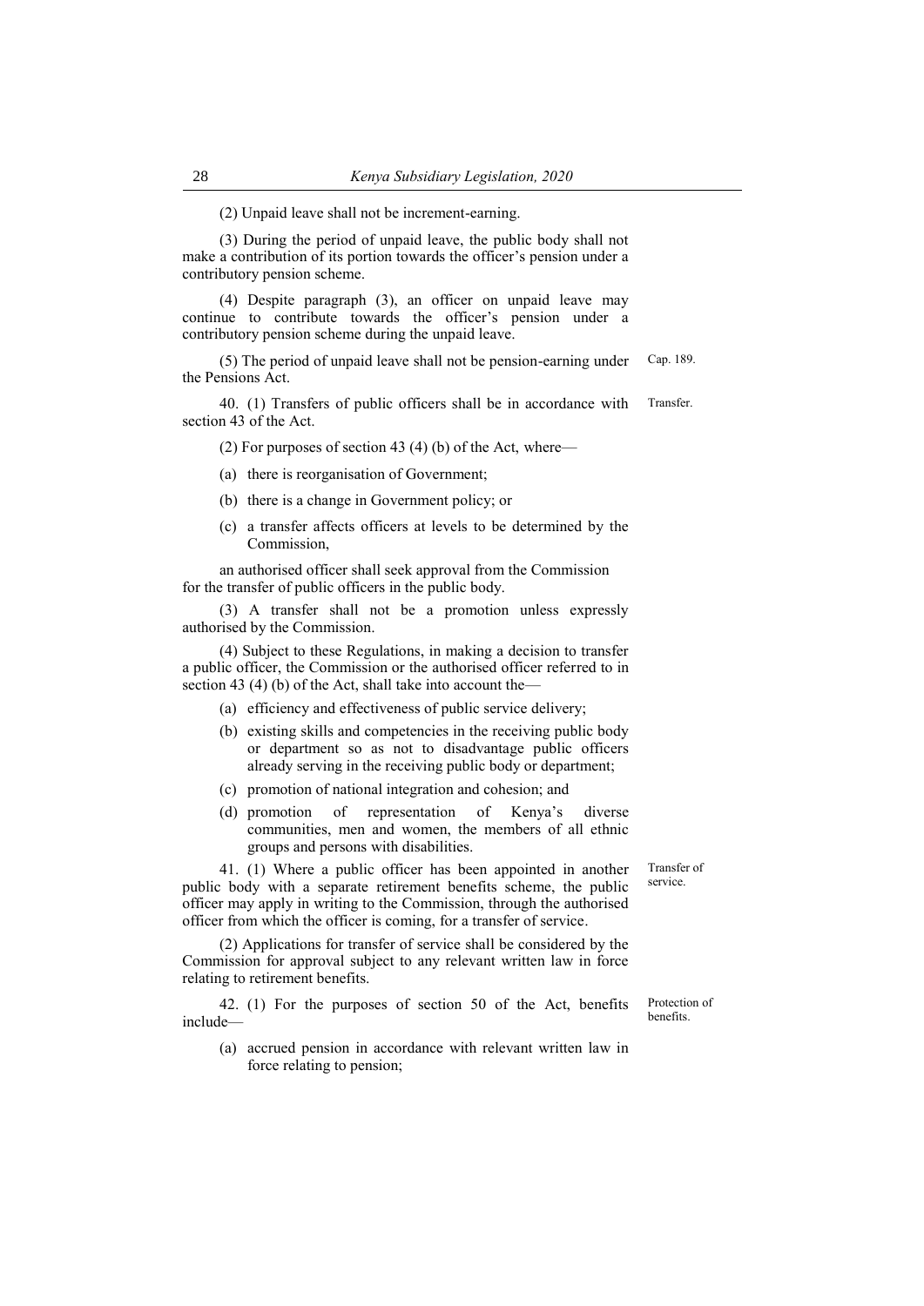(2) Unpaid leave shall not be increment-earning.

(3) During the period of unpaid leave, the public body shall not make a contribution of its portion towards the officer's pension under a contributory pension scheme.

(4) Despite paragraph (3), an officer on unpaid leave may continue to contribute towards the officer's pension under a contributory pension scheme during the unpaid leave.

(5) The period of unpaid leave shall not be pension-earning under the Pensions Act. Cap. 189.

**Transfer.**

40. (1) Transfers of public officers shall be in accordance with section 43 of the Act.

(2) For purposes of section 43 (4) (b) of the Act, where—

(a) there is reorganisation of Government;

(b) there is a change in Government policy; or

(c) a transfer affects officers at levels to be determined by the Commission,

an authorised officer shall seek approval from the Commission for the transfer of public officers in the public body.

(3) A transfer shall not be a promotion unless expressly authorised by the Commission.

(4) Subject to these Regulations, in making a decision to transfer a public officer, the Commission or the authorised officer referred to in section 43 (4) (b) of the Act, shall take into account the—

(a) efficiency and effectiveness of public service delivery;

(b) existing skills and competencies in the receiving public body or department so as not to disadvantage public officers already serving in the receiving public body or department;

(c) promotion of national integration and cohesion; and

(d) promotion of representation of Kenya's diverse communities, men and women, the members of all ethnic groups and persons with disabilities.

**Transfer of service.**

41. (1) Where a public officer has been appointed in another public body with a separate retirement benefits scheme, the public officer may apply in writing to the Commission, through the authorised officer from which the officer is coming, for a transfer of service.

(2) Applications for transfer of service shall be considered by the Commission for approval subject to any relevant written law in force relating to retirement benefits.

**Protection of benefits.**

42. (1) For the purposes of section 50 of the Act, benefits include—

(a) accrued pension in accordance with relevant written law in force relating to pension;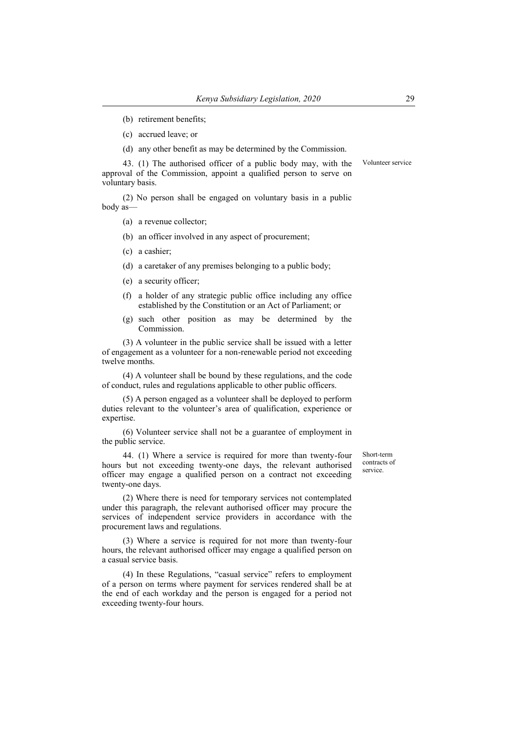(b) retirement benefits;

(c) accrued leave; or

(d) any other benefit as may be determined by the Commission.

Volunteer service

43. (1) The authorised officer of a public body may, with the approval of the Commission, appoint a qualified person to serve on voluntary basis.

(2) No person shall be engaged on voluntary basis in a public body as—

(a) a revenue collector;

(b) an officer involved in any aspect of procurement;

(c) a cashier;

(d) a caretaker of any premises belonging to a public body;

(e) a security officer;

(f) a holder of any strategic public office including any office established by the Constitution or an Act of Parliament; or

(g) such other position as may be determined by the Commission.

(3) A volunteer in the public service shall be issued with a letter of engagement as a volunteer for a non-renewable period not exceeding twelve months.

(4) A volunteer shall be bound by these regulations, and the code of conduct, rules and regulations applicable to other public officers.

(5) A person engaged as a volunteer shall be deployed to perform duties relevant to the volunteer's area of qualification, experience or expertise.

(6) Volunteer service shall not be a guarantee of employment in the public service.

Short-term contracts of service.

44. (1) Where a service is required for more than twenty-four hours but not exceeding twenty-one days, the relevant authorised officer may engage a qualified person on a contract not exceeding twenty-one days.

(2) Where there is need for temporary services not contemplated under this paragraph, the relevant authorised officer may procure the services of independent service providers in accordance with the procurement laws and regulations.

(3) Where a service is required for not more than twenty-four hours, the relevant authorised officer may engage a qualified person on a casual service basis.

(4) In these Regulations, "casual service" refers to employment of a person on terms where payment for services rendered shall be at the end of each workday and the person is engaged for a period not exceeding twenty-four hours.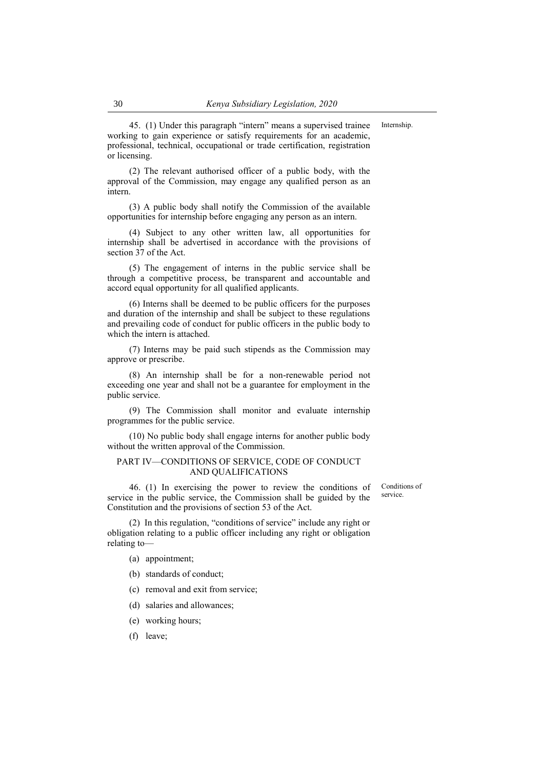45. (1) Under this paragraph "intern" means a supervised trainee working to gain experience or satisfy requirements for an academic, professional, technical, occupational or trade certification, registration or licensing.

Internship.

(2) The relevant authorised officer of a public body, with the approval of the Commission, may engage any qualified person as an intern.

(3) A public body shall notify the Commission of the available opportunities for internship before engaging any person as an intern.

(4) Subject to any other written law, all opportunities for internship shall be advertised in accordance with the provisions of section 37 of the Act.

(5) The engagement of interns in the public service shall be through a competitive process, be transparent and accountable and accord equal opportunity for all qualified applicants.

(6) Interns shall be deemed to be public officers for the purposes and duration of the internship and shall be subject to these regulations and prevailing code of conduct for public officers in the public body to which the intern is attached.

(7) Interns may be paid such stipends as the Commission may approve or prescribe.

(8) An internship shall be for a non-renewable period not exceeding one year and shall not be a guarantee for employment in the public service.

(9) The Commission shall monitor and evaluate internship programmes for the public service.

(10) No public body shall engage interns for another public body without the written approval of the Commission.

## PART IV—CONDITIONS OF SERVICE, CODE OF CONDUCT AND QUALIFICATIONS

46. (1) In exercising the power to review the conditions of service in the public service, the Commission shall be guided by the Constitution and the provisions of section 53 of the Act.

Conditions of service.

(2) In this regulation, "conditions of service" include any right or obligation relating to a public officer including any right or obligation relating to—

(a) appointment;

(b) standards of conduct;

(c) removal and exit from service;

(d) salaries and allowances;

(e) working hours;

(f) leave;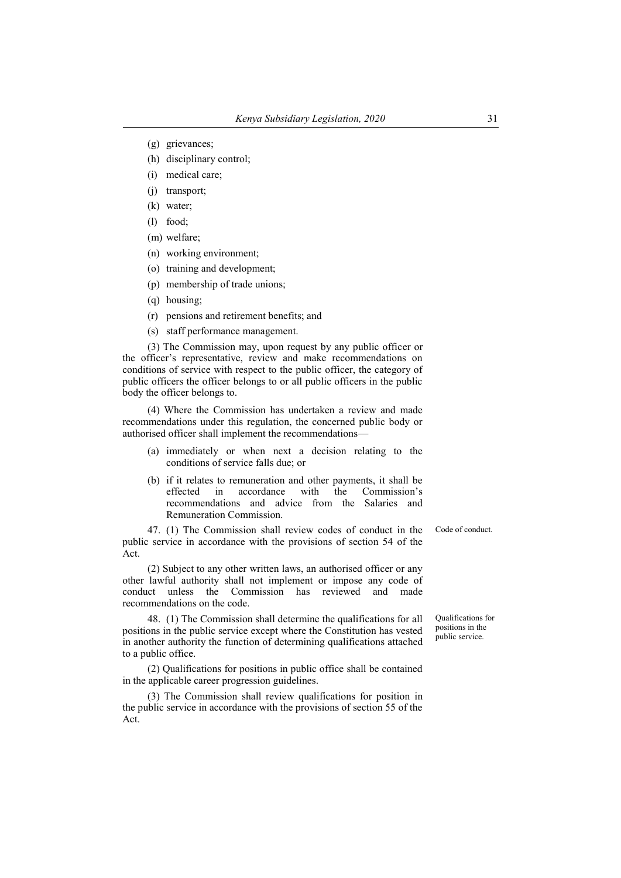(g) grievances;

(h) disciplinary control;

(i) medical care;

(j) transport;

(k) water;

(l) food;

(m) welfare;

(n) working environment;

(o) training and development;

(p) membership of trade unions;

(q) housing;

(r) pensions and retirement benefits; and

(s) staff performance management.

(3) The Commission may, upon request by any public officer or the officer's representative, review and make recommendations on conditions of service with respect to the public officer, the category of public officers the officer belongs to or all public officers in the public body the officer belongs to.

(4) Where the Commission has undertaken a review and made recommendations under this regulation, the concerned public body or authorised officer shall implement the recommendations—

(a) immediately or when next a decision relating to the conditions of service falls due; or

(b) if it relates to remuneration and other payments, it shall be effected in accordance with the Commission's recommendations and advice from the Salaries and Remuneration Commission.

*Code of conduct.*

47. (1) The Commission shall review codes of conduct in the public service in accordance with the provisions of section 54 of the Act.

(2) Subject to any other written laws, an authorised officer or any other lawful authority shall not implement or impose any code of conduct unless the Commission has reviewed and made recommendations on the code.

*Qualifications for positions in the public service.*

48. (1) The Commission shall determine the qualifications for all positions in the public service except where the Constitution has vested in another authority the function of determining qualifications attached to a public office.

(2) Qualifications for positions in public office shall be contained in the applicable career progression guidelines.

(3) The Commission shall review qualifications for position in the public service in accordance with the provisions of section 55 of the Act.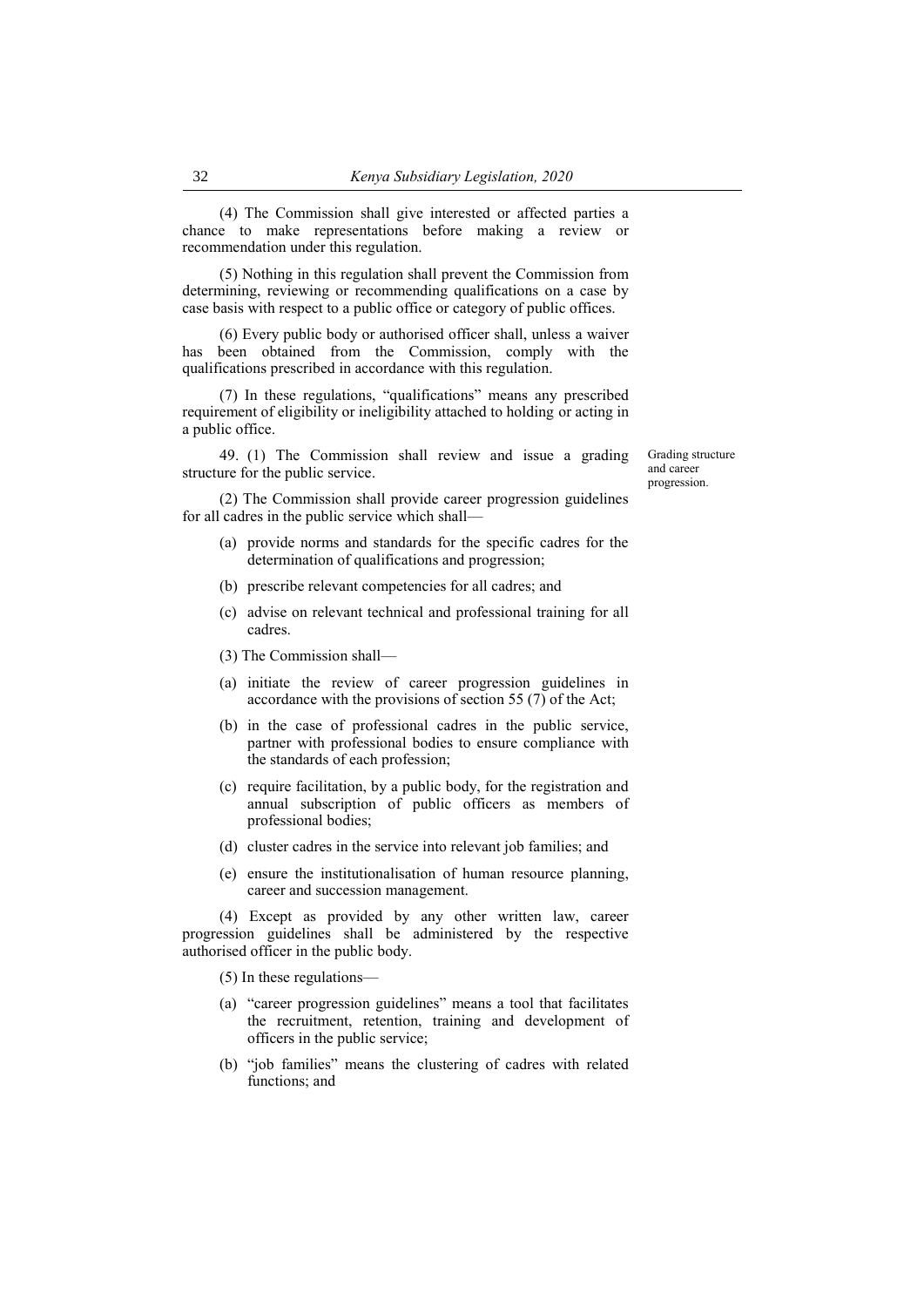(4) The Commission shall give interested or affected parties a chance to make representations before making a review or recommendation under this regulation.

(5) Nothing in this regulation shall prevent the Commission from determining, reviewing or recommending qualifications on a case by case basis with respect to a public office or category of public offices.

(6) Every public body or authorised officer shall, unless a waiver has been obtained from the Commission, comply with the qualifications prescribed in accordance with this regulation.

(7) In these regulations, "qualifications" means any prescribed requirement of eligibility or ineligibility attached to holding or acting in a public office.

**Grading structure and career progression.**

49. (1) The Commission shall review and issue a grading structure for the public service.

(2) The Commission shall provide career progression guidelines for all cadres in the public service which shall—

- (a) provide norms and standards for the specific cadres for the determination of qualifications and progression;
- (b) prescribe relevant competencies for all cadres; and
- (c) advise on relevant technical and professional training for all cadres.

(3) The Commission shall—

- (a) initiate the review of career progression guidelines in accordance with the provisions of section 55 (7) of the Act;
- (b) in the case of professional cadres in the public service, partner with professional bodies to ensure compliance with the standards of each profession;
- (c) require facilitation, by a public body, for the registration and annual subscription of public officers as members of professional bodies;
- (d) cluster cadres in the service into relevant job families; and
- (e) ensure the institutionalisation of human resource planning, career and succession management.

(4) Except as provided by any other written law, career progression guidelines shall be administered by the respective authorised officer in the public body.

(5) In these regulations—

- (a) "career progression guidelines" means a tool that facilitates the recruitment, retention, training and development of officers in the public service;
- (b) "job families" means the clustering of cadres with related functions; and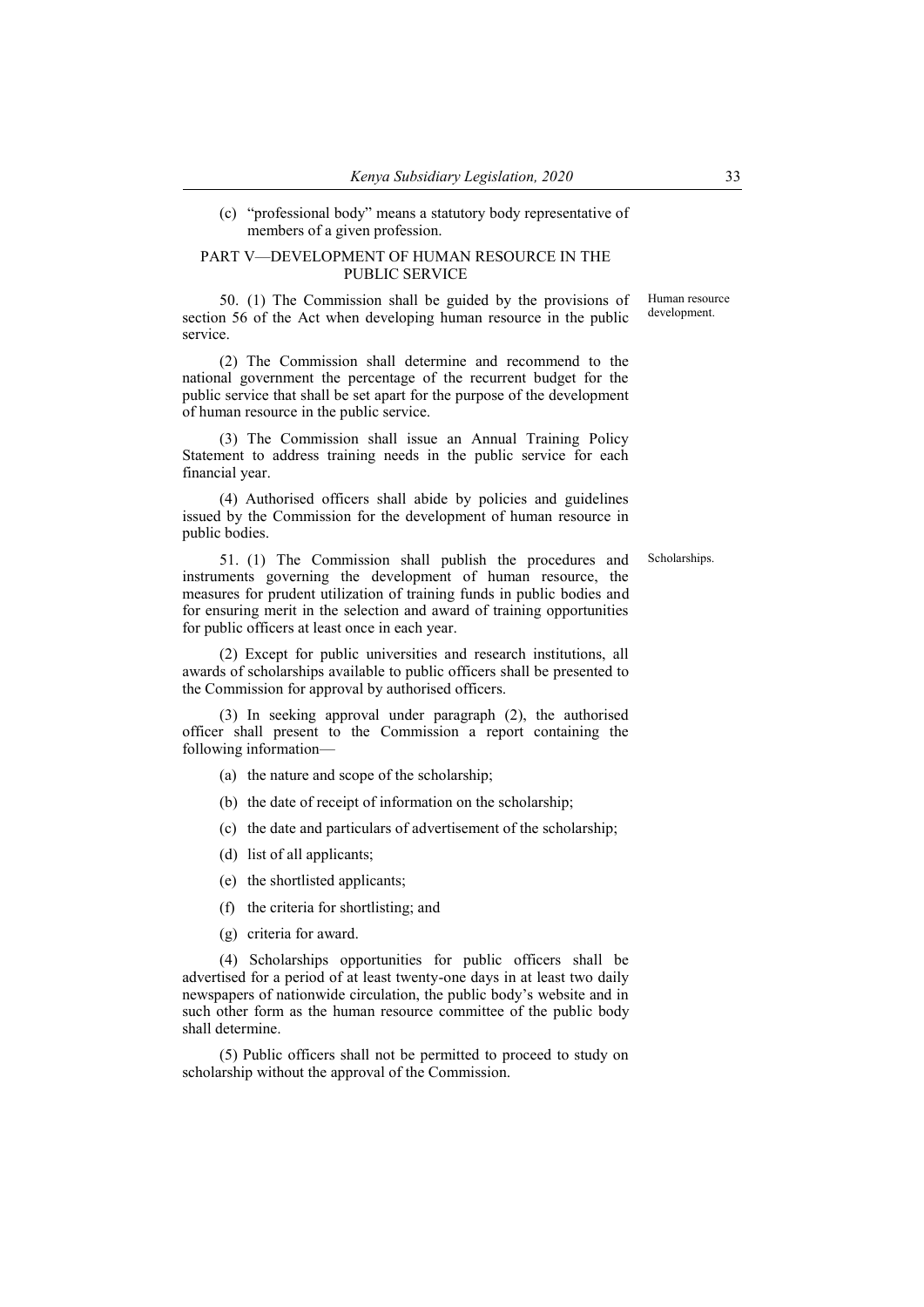(c) "professional body" means a statutory body representative of members of a given profession.

## PART V—DEVELOPMENT OF HUMAN RESOURCE IN THE PUBLIC SERVICE

Human resource development.

50. (1) The Commission shall be guided by the provisions of section 56 of the Act when developing human resource in the public service.

(2) The Commission shall determine and recommend to the national government the percentage of the recurrent budget for the public service that shall be set apart for the purpose of the development of human resource in the public service.

(3) The Commission shall issue an Annual Training Policy Statement to address training needs in the public service for each financial year.

(4) Authorised officers shall abide by policies and guidelines issued by the Commission for the development of human resource in public bodies.

Scholarships.

51. (1) The Commission shall publish the procedures and instruments governing the development of human resource, the measures for prudent utilization of training funds in public bodies and for ensuring merit in the selection and award of training opportunities for public officers at least once in each year.

(2) Except for public universities and research institutions, all awards of scholarships available to public officers shall be presented to the Commission for approval by authorised officers.

(3) In seeking approval under paragraph (2), the authorised officer shall present to the Commission a report containing the following information—

(a) the nature and scope of the scholarship;

(b) the date of receipt of information on the scholarship;

(c) the date and particulars of advertisement of the scholarship;

(d) list of all applicants;

(e) the shortlisted applicants;

(f) the criteria for shortlisting; and

(g) criteria for award.

(4) Scholarships opportunities for public officers shall be advertised for a period of at least twenty-one days in at least two daily newspapers of nationwide circulation, the public body's website and in such other form as the human resource committee of the public body shall determine.

(5) Public officers shall not be permitted to proceed to study on scholarship without the approval of the Commission.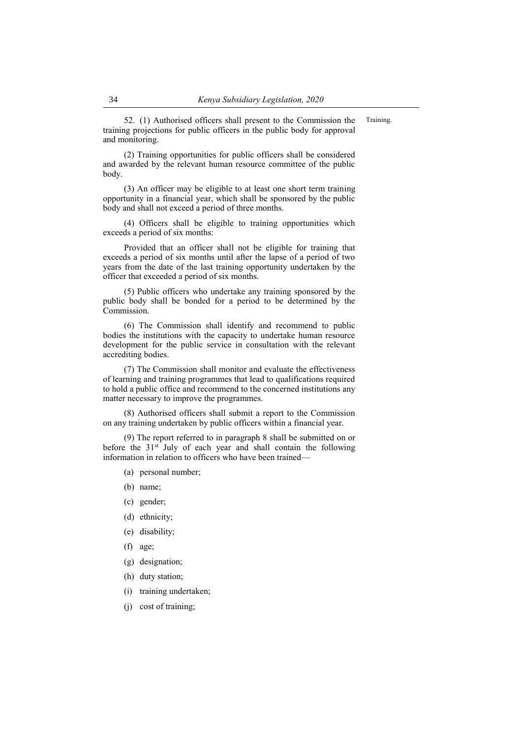52. (1) Authorised officers shall present to the Commission the training projections for public officers in the public body for approval and monitoring.

Training.

(2) Training opportunities for public officers shall be considered and awarded by the relevant human resource committee of the public body.

(3) An officer may be eligible to at least one short term training opportunity in a financial year, which shall be sponsored by the public body and shall not exceed a period of three months.

(4) Officers shall be eligible to training opportunities which exceeds a period of six months:

Provided that an officer shall not be eligible for training that exceeds a period of six months until after the lapse of a period of two years from the date of the last training opportunity undertaken by the officer that exceeded a period of six months.

(5) Public officers who undertake any training sponsored by the public body shall be bonded for a period to be determined by the Commission.

(6) The Commission shall identify and recommend to public bodies the institutions with the capacity to undertake human resource development for the public service in consultation with the relevant accrediting bodies.

(7) The Commission shall monitor and evaluate the effectiveness of learning and training programmes that lead to qualifications required to hold a public office and recommend to the concerned institutions any matter necessary to improve the programmes.

(8) Authorised officers shall submit a report to the Commission on any training undertaken by public officers within a financial year.

(9) The report referred to in paragraph 8 shall be submitted on or before the 31st July of each year and shall contain the following information in relation to officers who have been trained—

(a) personal number;

(b) name;

(c) gender;

(d) ethnicity;

(e) disability;

(f) age;

(g) designation;

(h) duty station;

(i) training undertaken;

(j) cost of training;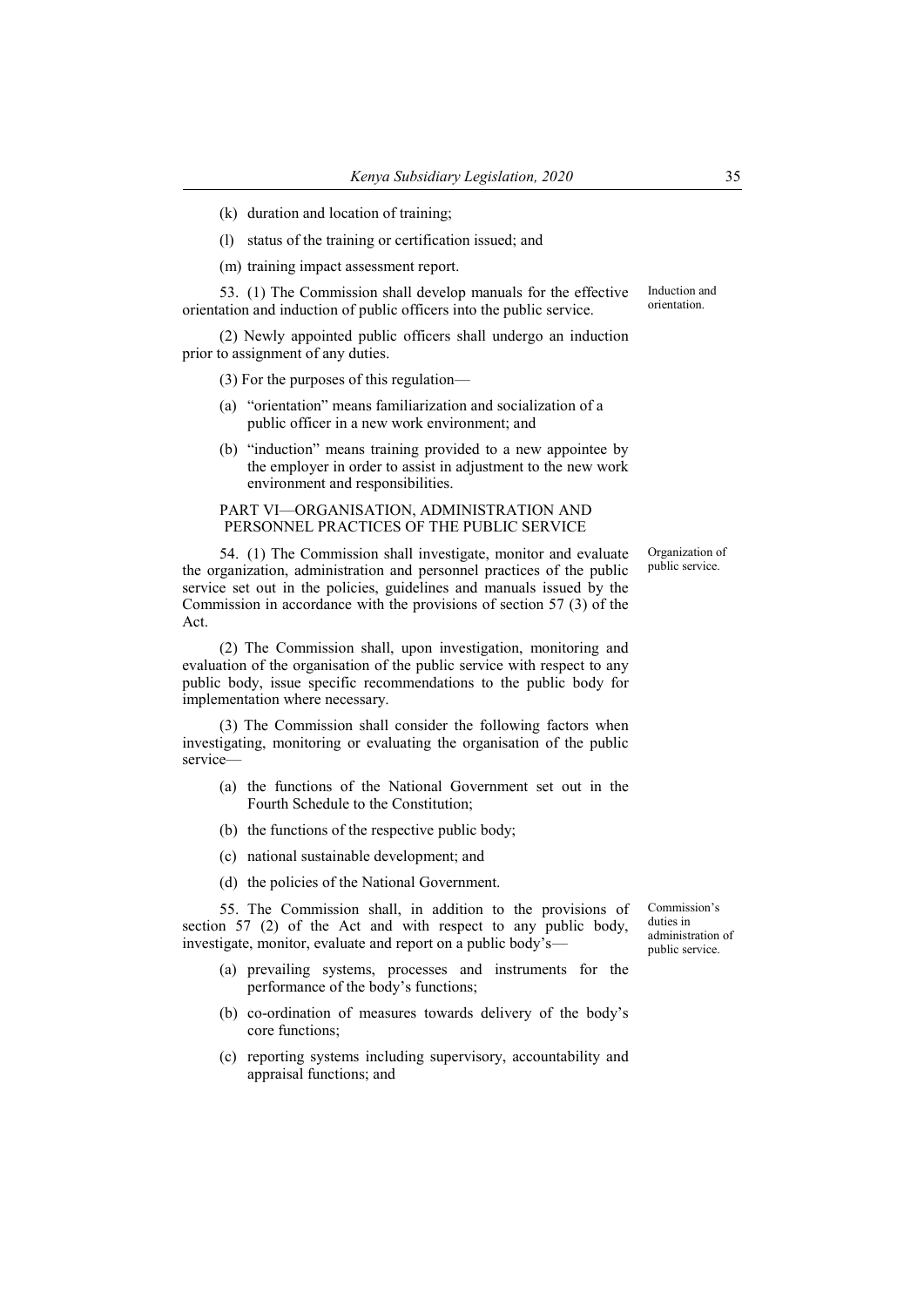(k) duration and location of training;

(l) status of the training or certification issued; and

(m) training impact assessment report.

Induction and orientation.

53. (1) The Commission shall develop manuals for the effective orientation and induction of public officers into the public service.

(2) Newly appointed public officers shall undergo an induction prior to assignment of any duties.

(3) For the purposes of this regulation—

(a) "orientation" means familiarization and socialization of a public officer in a new work environment; and

(b) "induction" means training provided to a new appointee by the employer in order to assist in adjustment to the new work environment and responsibilities.

## PART VI—ORGANISATION, ADMINISTRATION AND PERSONNEL PRACTICES OF THE PUBLIC SERVICE

Organization of public service.

54. (1) The Commission shall investigate, monitor and evaluate the organization, administration and personnel practices of the public service set out in the policies, guidelines and manuals issued by the Commission in accordance with the provisions of section 57 (3) of the Act.

(2) The Commission shall, upon investigation, monitoring and evaluation of the organisation of the public service with respect to any public body, issue specific recommendations to the public body for implementation where necessary.

(3) The Commission shall consider the following factors when investigating, monitoring or evaluating the organisation of the public service—

(a) the functions of the National Government set out in the Fourth Schedule to the Constitution;

(b) the functions of the respective public body;

(c) national sustainable development; and

(d) the policies of the National Government.

Commission's duties in administration of public service.

55. The Commission shall, in addition to the provisions of section 57 (2) of the Act and with respect to any public body, investigate, monitor, evaluate and report on a public body's—

(a) prevailing systems, processes and instruments for the performance of the body's functions;

(b) co-ordination of measures towards delivery of the body's core functions;

(c) reporting systems including supervisory, accountability and appraisal functions; and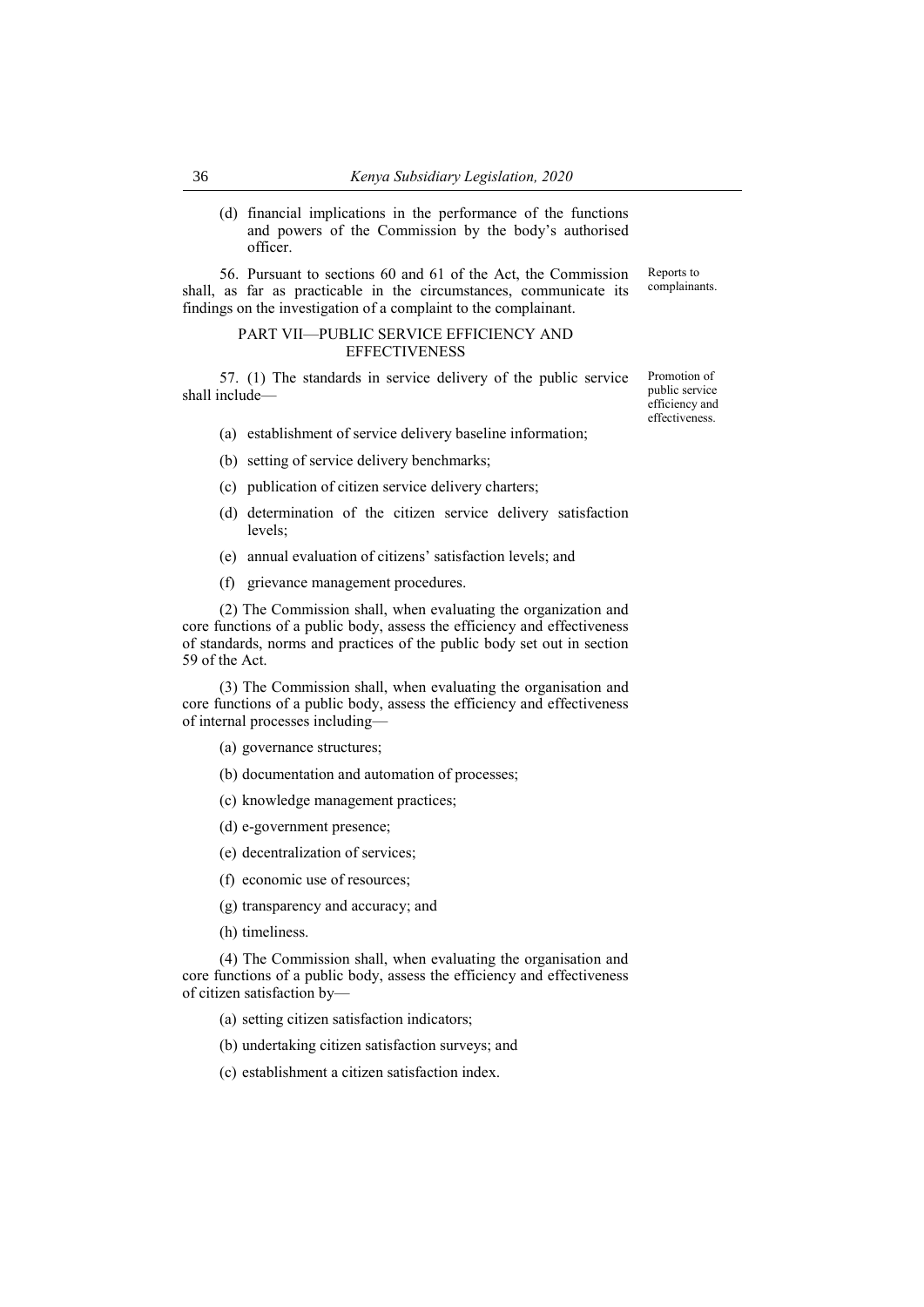(d) financial implications in the performance of the functions and powers of the Commission by the body's authorised officer.

**Reports to complainants.**

56. Pursuant to sections 60 and 61 of the Act, the Commission shall, as far as practicable in the circumstances, communicate its findings on the investigation of a complaint to the complainant.

## PART VII—PUBLIC SERVICE EFFICIENCY AND EFFECTIVENESS

**Promotion of public service efficiency and effectiveness.**

57. (1) The standards in service delivery of the public service shall include—

(a) establishment of service delivery baseline information;

(b) setting of service delivery benchmarks;

(c) publication of citizen service delivery charters;

(d) determination of the citizen service delivery satisfaction levels;

(e) annual evaluation of citizens' satisfaction levels; and

(f) grievance management procedures.

(2) The Commission shall, when evaluating the organization and core functions of a public body, assess the efficiency and effectiveness of standards, norms and practices of the public body set out in section 59 of the Act.

(3) The Commission shall, when evaluating the organisation and core functions of a public body, assess the efficiency and effectiveness of internal processes including—

(a) governance structures;

(b) documentation and automation of processes;

(c) knowledge management practices;

(d) e-government presence;

(e) decentralization of services;

(f) economic use of resources;

(g) transparency and accuracy; and

(h) timeliness.

(4) The Commission shall, when evaluating the organisation and core functions of a public body, assess the efficiency and effectiveness of citizen satisfaction by—

(a) setting citizen satisfaction indicators;

(b) undertaking citizen satisfaction surveys; and

(c) establishment a citizen satisfaction index.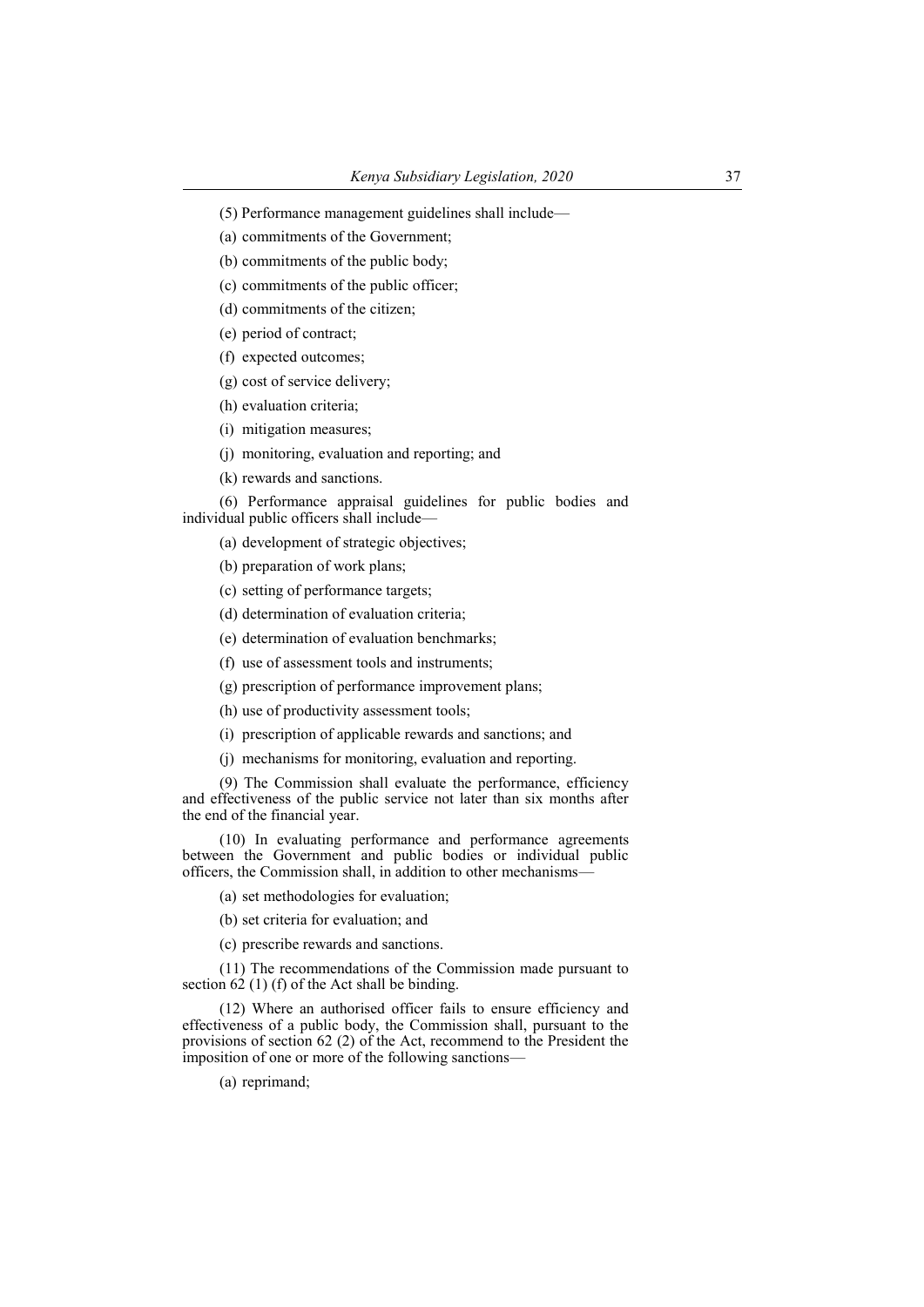(5) Performance management guidelines shall include—

(a) commitments of the Government;

(b) commitments of the public body;

(c) commitments of the public officer;

(d) commitments of the citizen;

(e) period of contract;

(f) expected outcomes;

(g) cost of service delivery;

(h) evaluation criteria;

(i) mitigation measures;

(j) monitoring, evaluation and reporting; and

(k) rewards and sanctions.

(6) Performance appraisal guidelines for public bodies and individual public officers shall include—

(a) development of strategic objectives;

(b) preparation of work plans;

(c) setting of performance targets;

(d) determination of evaluation criteria;

(e) determination of evaluation benchmarks;

(f) use of assessment tools and instruments;

(g) prescription of performance improvement plans;

(h) use of productivity assessment tools;

(i) prescription of applicable rewards and sanctions; and

(j) mechanisms for monitoring, evaluation and reporting.

(9) The Commission shall evaluate the performance, efficiency and effectiveness of the public service not later than six months after the end of the financial year.

(10) In evaluating performance and performance agreements between the Government and public bodies or individual public officers, the Commission shall, in addition to other mechanisms—

(a) set methodologies for evaluation;

(b) set criteria for evaluation; and

(c) prescribe rewards and sanctions.

(11) The recommendations of the Commission made pursuant to section 62 (1) (f) of the Act shall be binding.

(12) Where an authorised officer fails to ensure efficiency and effectiveness of a public body, the Commission shall, pursuant to the provisions of section 62 (2) of the Act, recommend to the President the imposition of one or more of the following sanctions—

(a) reprimand;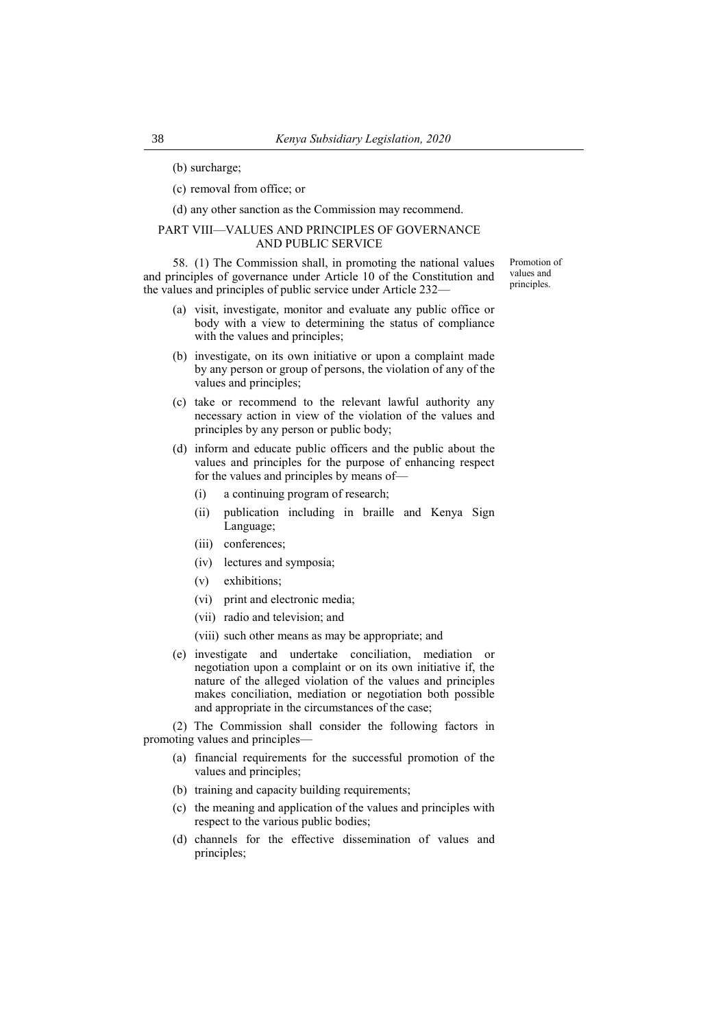(b) surcharge;

(c) removal from office; or

(d) any other sanction as the Commission may recommend.

## PART VIII—VALUES AND PRINCIPLES OF GOVERNANCE AND PUBLIC SERVICE

Promotion of values and principles.

58. (1) The Commission shall, in promoting the national values and principles of governance under Article 10 of the Constitution and the values and principles of public service under Article 232—

(a) visit, investigate, monitor and evaluate any public office or body with a view to determining the status of compliance with the values and principles;

(b) investigate, on its own initiative or upon a complaint made by any person or group of persons, the violation of any of the values and principles;

(c) take or recommend to the relevant lawful authority any necessary action in view of the violation of the values and principles by any person or public body;

(d) inform and educate public officers and the public about the values and principles for the purpose of enhancing respect for the values and principles by means of—

(i) a continuing program of research;

(ii) publication including in braille and Kenya Sign Language;

(iii) conferences;

(iv) lectures and symposia;

(v) exhibitions;

(vi) print and electronic media;

(vii) radio and television; and

(viii) such other means as may be appropriate; and

(e) investigate and undertake conciliation, mediation or negotiation upon a complaint or on its own initiative if, the nature of the alleged violation of the values and principles makes conciliation, mediation or negotiation both possible and appropriate in the circumstances of the case;

(2) The Commission shall consider the following factors in promoting values and principles—

(a) financial requirements for the successful promotion of the values and principles;

(b) training and capacity building requirements;

(c) the meaning and application of the values and principles with respect to the various public bodies;

(d) channels for the effective dissemination of values and principles;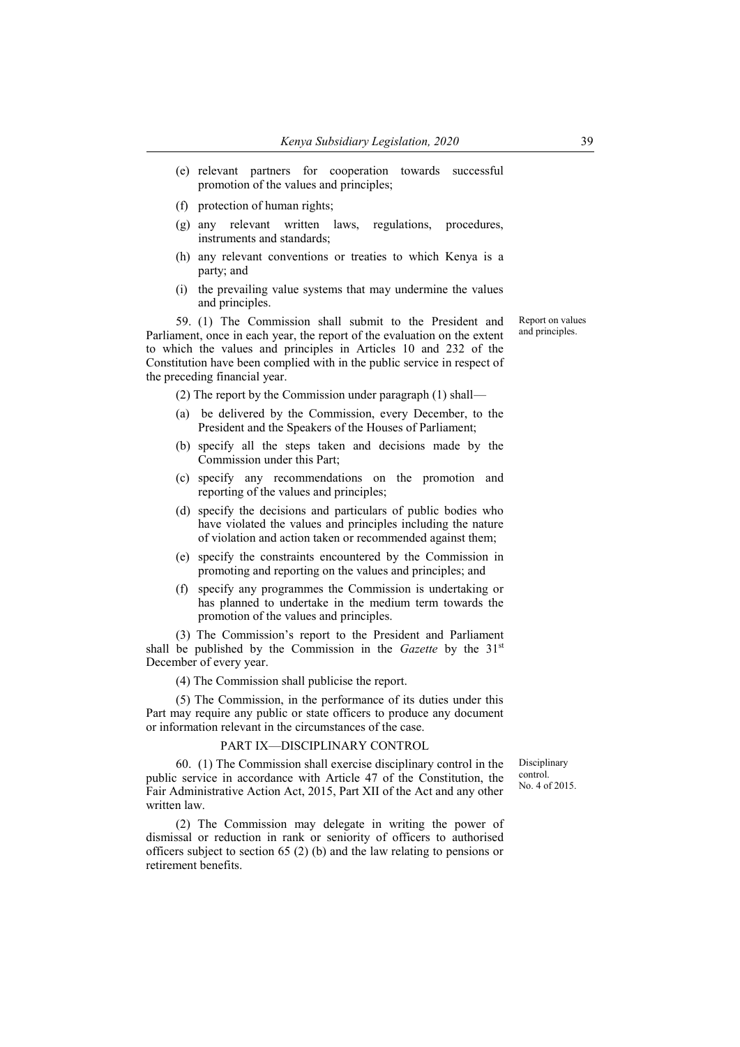(e) relevant partners for cooperation towards successful promotion of the values and principles;

(f) protection of human rights;

(g) any relevant written laws, regulations, procedures, instruments and standards;

(h) any relevant conventions or treaties to which Kenya is a party; and

(i) the prevailing value systems that may undermine the values and principles.

Report on values and principles.

59. (1) The Commission shall submit to the President and Parliament, once in each year, the report of the evaluation on the extent to which the values and principles in Articles 10 and 232 of the Constitution have been complied with in the public service in respect of the preceding financial year.

(2) The report by the Commission under paragraph (1) shall—

(a) be delivered by the Commission, every December, to the President and the Speakers of the Houses of Parliament;

(b) specify all the steps taken and decisions made by the Commission under this Part;

(c) specify any recommendations on the promotion and reporting of the values and principles;

(d) specify the decisions and particulars of public bodies who have violated the values and principles including the nature of violation and action taken or recommended against them;

(e) specify the constraints encountered by the Commission in promoting and reporting on the values and principles; and

(f) specify any programmes the Commission is undertaking or has planned to undertake in the medium term towards the promotion of the values and principles.

(3) The Commission's report to the President and Parliament shall be published by the Commission in the *Gazette* by the 31st December of every year.

(4) The Commission shall publicise the report.

(5) The Commission, in the performance of its duties under this Part may require any public or state officers to produce any document or information relevant in the circumstances of the case.

## PART IX—DISCIPLINARY CONTROL

Disciplinary control. No. 4 of 2015.

60. (1) The Commission shall exercise disciplinary control in the public service in accordance with Article 47 of the Constitution, the Fair Administrative Action Act, 2015, Part XII of the Act and any other written law.

(2) The Commission may delegate in writing the power of dismissal or reduction in rank or seniority of officers to authorised officers subject to section 65 (2) (b) and the law relating to pensions or retirement benefits.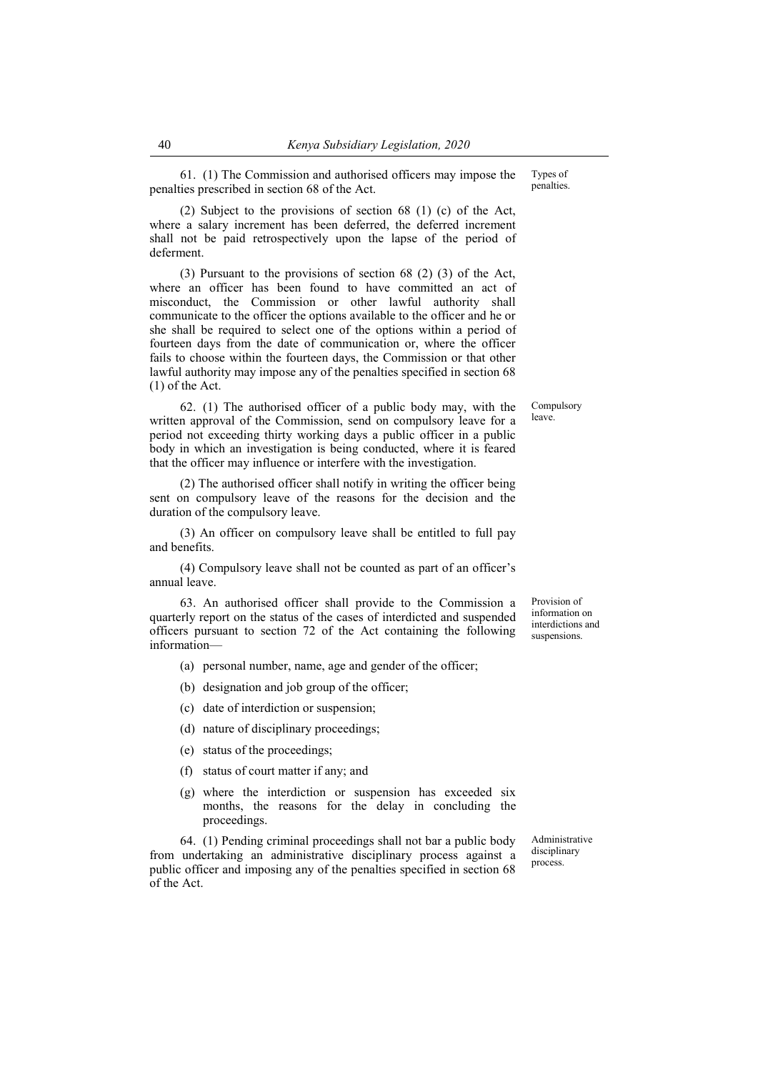61. (1) The Commission and authorised officers may impose the penalties prescribed in section 68 of the Act.

Types of penalties.

(2) Subject to the provisions of section 68 (1) (c) of the Act, where a salary increment has been deferred, the deferred increment shall not be paid retrospectively upon the lapse of the period of deferment.

(3) Pursuant to the provisions of section 68 (2) (3) of the Act, where an officer has been found to have committed an act of misconduct, the Commission or other lawful authority shall communicate to the officer the options available to the officer and he or she shall be required to select one of the options within a period of fourteen days from the date of communication or, where the officer fails to choose within the fourteen days, the Commission or that other lawful authority may impose any of the penalties specified in section 68 (1) of the Act.

62. (1) The authorised officer of a public body may, with the written approval of the Commission, send on compulsory leave for a period not exceeding thirty working days a public officer in a public body in which an investigation is being conducted, where it is feared that the officer may influence or interfere with the investigation.

Compulsory leave.

(2) The authorised officer shall notify in writing the officer being sent on compulsory leave of the reasons for the decision and the duration of the compulsory leave.

(3) An officer on compulsory leave shall be entitled to full pay and benefits.

(4) Compulsory leave shall not be counted as part of an officer's annual leave.

63. An authorised officer shall provide to the Commission a quarterly report on the status of the cases of interdicted and suspended officers pursuant to section 72 of the Act containing the following information—

Provision of information on interdictions and suspensions.

(a) personal number, name, age and gender of the officer;

(b) designation and job group of the officer;

(c) date of interdiction or suspension;

(d) nature of disciplinary proceedings;

(e) status of the proceedings;

(f) status of court matter if any; and

(g) where the interdiction or suspension has exceeded six months, the reasons for the delay in concluding the proceedings.

64. (1) Pending criminal proceedings shall not bar a public body from undertaking an administrative disciplinary process against a public officer and imposing any of the penalties specified in section 68 of the Act.

Administrative disciplinary process.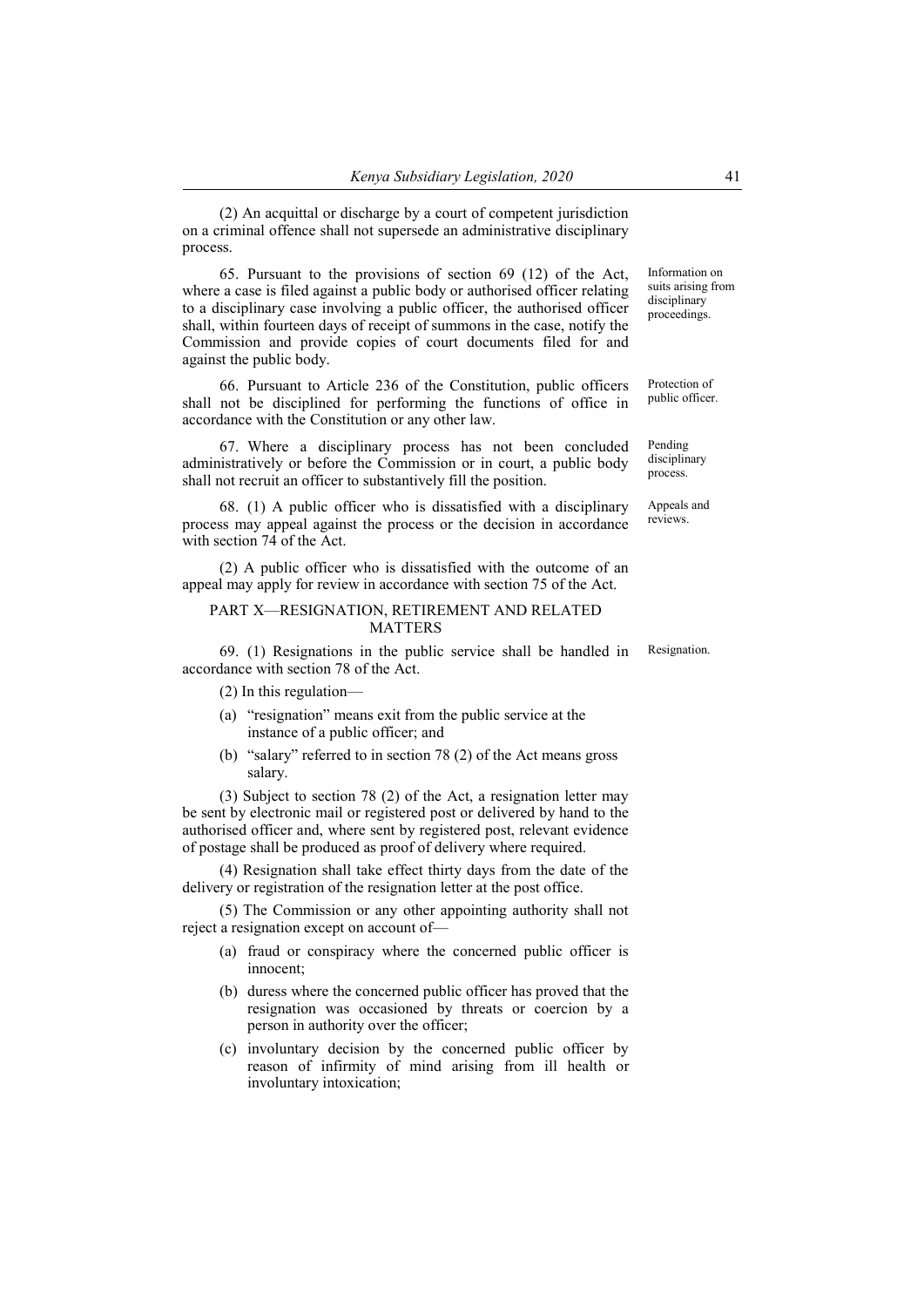(2) An acquittal or discharge by a court of competent jurisdiction on a criminal offence shall not supersede an administrative disciplinary process.

*Information on suits arising from disciplinary proceedings.*

65. Pursuant to the provisions of section 69 (12) of the Act, where a case is filed against a public body or authorised officer relating to a disciplinary case involving a public officer, the authorised officer shall, within fourteen days of receipt of summons in the case, notify the Commission and provide copies of court documents filed for and against the public body.

*Protection of public officer.*

66. Pursuant to Article 236 of the Constitution, public officers shall not be disciplined for performing the functions of office in accordance with the Constitution or any other law.

*Pending disciplinary process.*

67. Where a disciplinary process has not been concluded administratively or before the Commission or in court, a public body shall not recruit an officer to substantively fill the position.

*Appeals and reviews.*

68. (1) A public officer who is dissatisfied with a disciplinary process may appeal against the process or the decision in accordance with section 74 of the Act.

(2) A public officer who is dissatisfied with the outcome of an appeal may apply for review in accordance with section 75 of the Act.

## PART X—RESIGNATION, RETIREMENT AND RELATED MATTERS

*Resignation.*

69. (1) Resignations in the public service shall be handled in accordance with section 78 of the Act.

(2) In this regulation—

(a) "resignation" means exit from the public service at the instance of a public officer; and

(b) "salary" referred to in section 78 (2) of the Act means gross salary.

(3) Subject to section 78 (2) of the Act, a resignation letter may be sent by electronic mail or registered post or delivered by hand to the authorised officer and, where sent by registered post, relevant evidence of postage shall be produced as proof of delivery where required.

(4) Resignation shall take effect thirty days from the date of the delivery or registration of the resignation letter at the post office.

(5) The Commission or any other appointing authority shall not reject a resignation except on account of—

(a) fraud or conspiracy where the concerned public officer is innocent;

(b) duress where the concerned public officer has proved that the resignation was occasioned by threats or coercion by a person in authority over the officer;

(c) involuntary decision by the concerned public officer by reason of infirmity of mind arising from ill health or involuntary intoxication;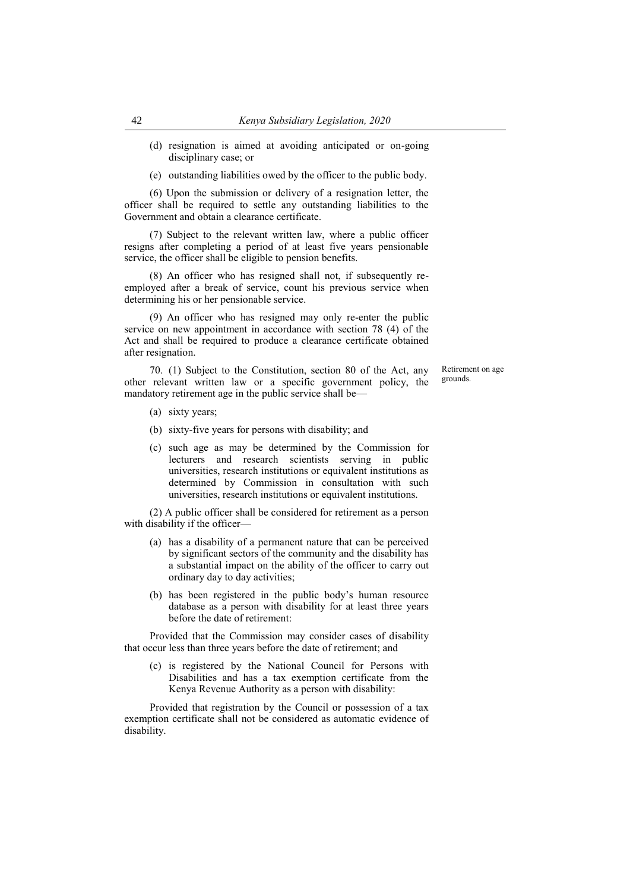(d) resignation is aimed at avoiding anticipated or on-going disciplinary case; or

(e) outstanding liabilities owed by the officer to the public body.

(6) Upon the submission or delivery of a resignation letter, the officer shall be required to settle any outstanding liabilities to the Government and obtain a clearance certificate.

(7) Subject to the relevant written law, where a public officer resigns after completing a period of at least five years pensionable service, the officer shall be eligible to pension benefits.

(8) An officer who has resigned shall not, if subsequently re-employed after a break of service, count his previous service when determining his or her pensionable service.

(9) An officer who has resigned may only re-enter the public service on new appointment in accordance with section 78 (4) of the Act and shall be required to produce a clearance certificate obtained after resignation.

Retirement on age grounds.

70. (1) Subject to the Constitution, section 80 of the Act, any other relevant written law or a specific government policy, the mandatory retirement age in the public service shall be—

(a) sixty years;

(b) sixty-five years for persons with disability; and

(c) such age as may be determined by the Commission for lecturers and research scientists serving in public universities, research institutions or equivalent institutions as determined by Commission in consultation with such universities, research institutions or equivalent institutions.

(2) A public officer shall be considered for retirement as a person with disability if the officer—

(a) has a disability of a permanent nature that can be perceived by significant sectors of the community and the disability has a substantial impact on the ability of the officer to carry out ordinary day to day activities;

(b) has been registered in the public body's human resource database as a person with disability for at least three years before the date of retirement:

Provided that the Commission may consider cases of disability that occur less than three years before the date of retirement; and

(c) is registered by the National Council for Persons with Disabilities and has a tax exemption certificate from the Kenya Revenue Authority as a person with disability:

Provided that registration by the Council or possession of a tax exemption certificate shall not be considered as automatic evidence of disability.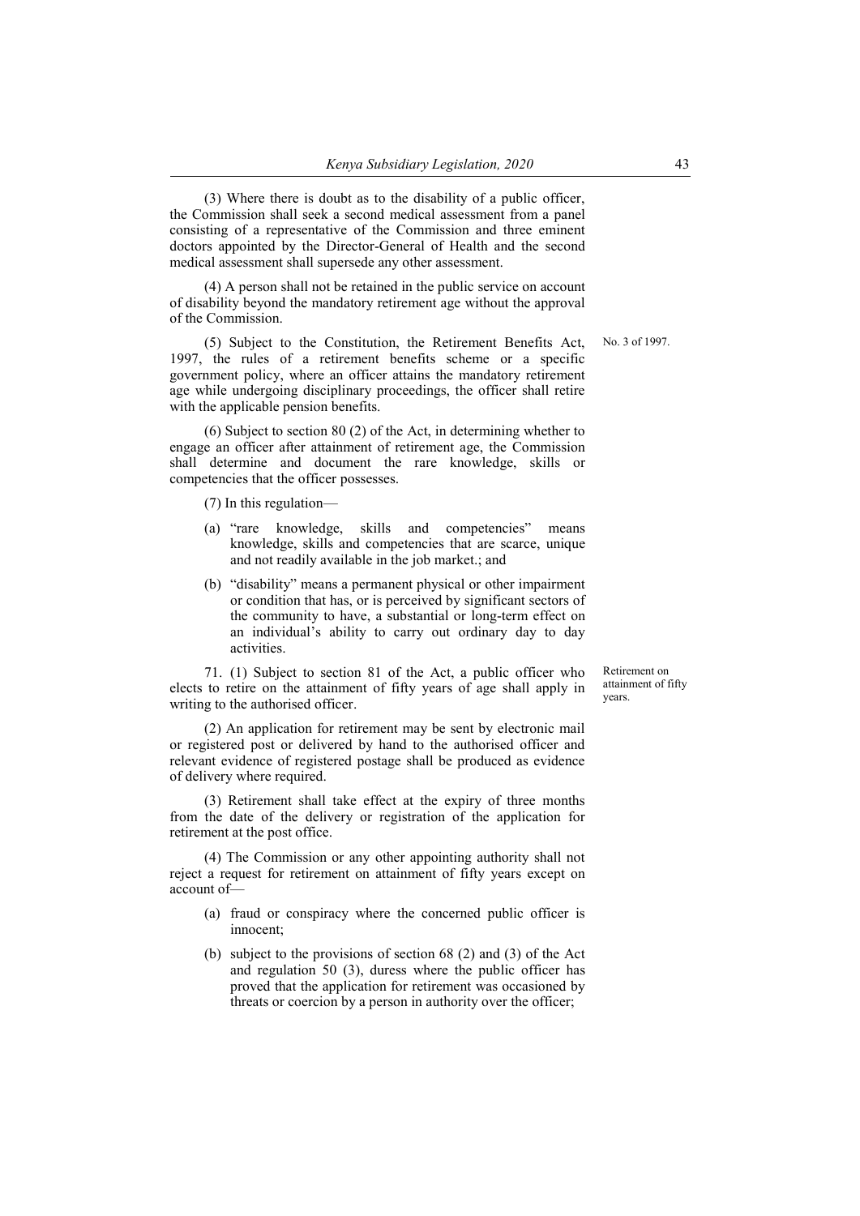(3) Where there is doubt as to the disability of a public officer, the Commission shall seek a second medical assessment from a panel consisting of a representative of the Commission and three eminent doctors appointed by the Director-General of Health and the second medical assessment shall supersede any other assessment.

(4) A person shall not be retained in the public service on account of disability beyond the mandatory retirement age without the approval of the Commission.

(5) Subject to the Constitution, the Retirement Benefits Act, 1997, the rules of a retirement benefits scheme or a specific government policy, where an officer attains the mandatory retirement age while undergoing disciplinary proceedings, the officer shall retire with the applicable pension benefits.

No. 3 of 1997.

(6) Subject to section 80 (2) of the Act, in determining whether to engage an officer after attainment of retirement age, the Commission shall determine and document the rare knowledge, skills or competencies that the officer possesses.

(7) In this regulation—

(a) "rare knowledge, skills and competencies" means knowledge, skills and competencies that are scarce, unique and not readily available in the job market.; and

(b) "disability" means a permanent physical or other impairment or condition that has, or is perceived by significant sectors of the community to have, a substantial or long-term effect on an individual's ability to carry out ordinary day to day activities.

Retirement on attainment of fifty years.

71. (1) Subject to section 81 of the Act, a public officer who elects to retire on the attainment of fifty years of age shall apply in writing to the authorised officer.

(2) An application for retirement may be sent by electronic mail or registered post or delivered by hand to the authorised officer and relevant evidence of registered postage shall be produced as evidence of delivery where required.

(3) Retirement shall take effect at the expiry of three months from the date of the delivery or registration of the application for retirement at the post office.

(4) The Commission or any other appointing authority shall not reject a request for retirement on attainment of fifty years except on account of—

(a) fraud or conspiracy where the concerned public officer is innocent;

(b) subject to the provisions of section 68 (2) and (3) of the Act and regulation 50 (3), duress where the public officer has proved that the application for retirement was occasioned by threats or coercion by a person in authority over the officer;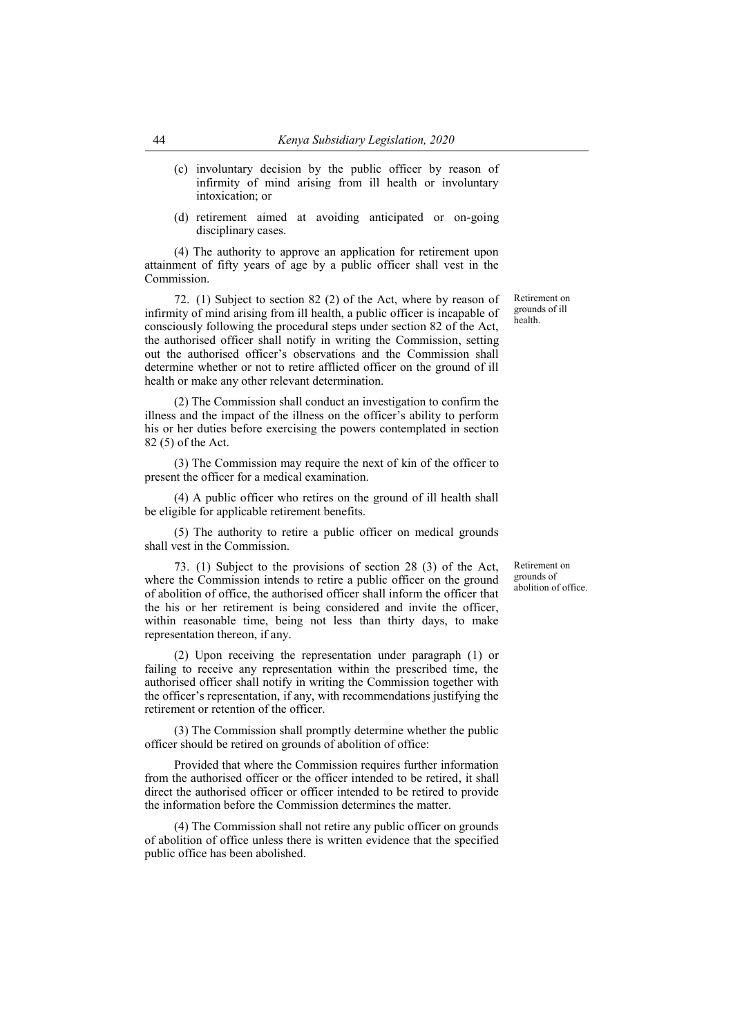(c) involuntary decision by the public officer by reason of infirmity of mind arising from ill health or involuntary intoxication; or

(d) retirement aimed at avoiding anticipated or on-going disciplinary cases.

(4) The authority to approve an application for retirement upon attainment of fifty years of age by a public officer shall vest in the Commission.

Retirement on grounds of ill health.

72. (1) Subject to section 82 (2) of the Act, where by reason of infirmity of mind arising from ill health, a public officer is incapable of consciously following the procedural steps under section 82 of the Act, the authorised officer shall notify in writing the Commission, setting out the authorised officer's observations and the Commission shall determine whether or not to retire afflicted officer on the ground of ill health or make any other relevant determination.

(2) The Commission shall conduct an investigation to confirm the illness and the impact of the illness on the officer's ability to perform his or her duties before exercising the powers contemplated in section 82 (5) of the Act.

(3) The Commission may require the next of kin of the officer to present the officer for a medical examination.

(4) A public officer who retires on the ground of ill health shall be eligible for applicable retirement benefits.

(5) The authority to retire a public officer on medical grounds shall vest in the Commission.

Retirement on grounds of abolition of office.

73. (1) Subject to the provisions of section 28 (3) of the Act, where the Commission intends to retire a public officer on the ground of abolition of office, the authorised officer shall inform the officer that the his or her retirement is being considered and invite the officer, within reasonable time, being not less than thirty days, to make representation thereon, if any.

(2) Upon receiving the representation under paragraph (1) or failing to receive any representation within the prescribed time, the authorised officer shall notify in writing the Commission together with the officer's representation, if any, with recommendations justifying the retirement or retention of the officer.

(3) The Commission shall promptly determine whether the public officer should be retired on grounds of abolition of office:

Provided that where the Commission requires further information from the authorised officer or the officer intended to be retired, it shall direct the authorised officer or officer intended to be retired to provide the information before the Commission determines the matter.

(4) The Commission shall not retire any public officer on grounds of abolition of office unless there is written evidence that the specified public office has been abolished.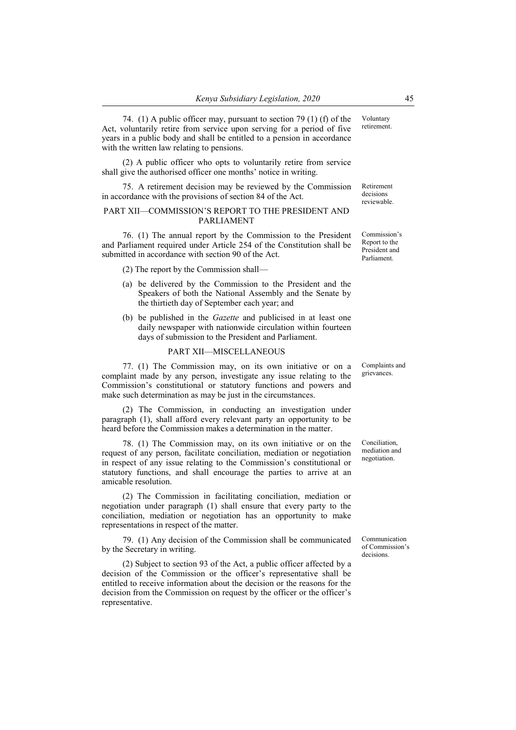74. (1) A public officer may, pursuant to section 79 (1) (f) of the Act, voluntarily retire from service upon serving for a period of five years in a public body and shall be entitled to a pension in accordance with the written law relating to pensions.

Voluntary retirement.

(2) A public officer who opts to voluntarily retire from service shall give the authorised officer one months' notice in writing.

75. A retirement decision may be reviewed by the Commission in accordance with the provisions of section 84 of the Act.

Retirement decisions reviewable.

## PART XII—COMMISSION'S REPORT TO THE PRESIDENT AND PARLIAMENT

76. (1) The annual report by the Commission to the President and Parliament required under Article 254 of the Constitution shall be submitted in accordance with section 90 of the Act.

Commission's Report to the President and Parliament.

(2) The report by the Commission shall—

(a) be delivered by the Commission to the President and the Speakers of both the National Assembly and the Senate by the thirtieth day of September each year; and

(b) be published in the *Gazette* and publicised in at least one daily newspaper with nationwide circulation within fourteen days of submission to the President and Parliament.

## PART XII—MISCELLANEOUS

77. (1) The Commission may, on its own initiative or on a complaint made by any person, investigate any issue relating to the Commission's constitutional or statutory functions and powers and make such determination as may be just in the circumstances.

Complaints and grievances.

(2) The Commission, in conducting an investigation under paragraph (1), shall afford every relevant party an opportunity to be heard before the Commission makes a determination in the matter.

78. (1) The Commission may, on its own initiative or on the request of any person, facilitate conciliation, mediation or negotiation in respect of any issue relating to the Commission's constitutional or statutory functions, and shall encourage the parties to arrive at an amicable resolution.

Conciliation, mediation and negotiation.

(2) The Commission in facilitating conciliation, mediation or negotiation under paragraph (1) shall ensure that every party to the conciliation, mediation or negotiation has an opportunity to make representations in respect of the matter.

79. (1) Any decision of the Commission shall be communicated by the Secretary in writing.

Communication of Commission's decisions.

(2) Subject to section 93 of the Act, a public officer affected by a decision of the Commission or the officer's representative shall be entitled to receive information about the decision or the reasons for the decision from the Commission on request by the officer or the officer's representative.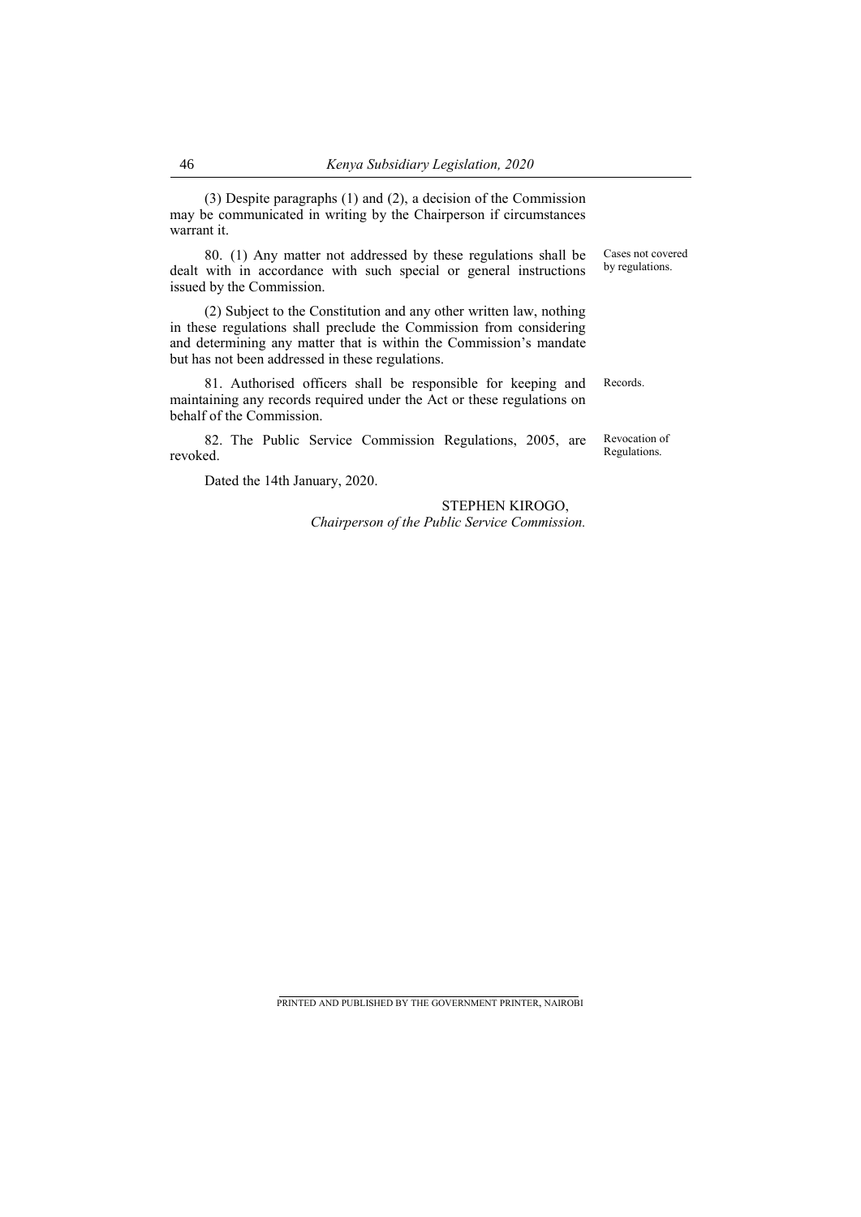(3) Despite paragraphs (1) and (2), a decision of the Commission may be communicated in writing by the Chairperson if circumstances warrant it.

Cases not covered by regulations.

80. (1) Any matter not addressed by these regulations shall be dealt with in accordance with such special or general instructions issued by the Commission.

(2) Subject to the Constitution and any other written law, nothing in these regulations shall preclude the Commission from considering and determining any matter that is within the Commission's mandate but has not been addressed in these regulations.

Records.

81. Authorised officers shall be responsible for keeping and maintaining any records required under the Act or these regulations on behalf of the Commission.

Revocation of Regulations.

82. The Public Service Commission Regulations, 2005, are revoked.

Dated the 14th January, 2020.

STEPHEN KIROGO,
*Chairperson of the Public Service Commission.*

PRINTED AND PUBLISHED BY THE GOVERNMENT PRINTER, NAIROBI